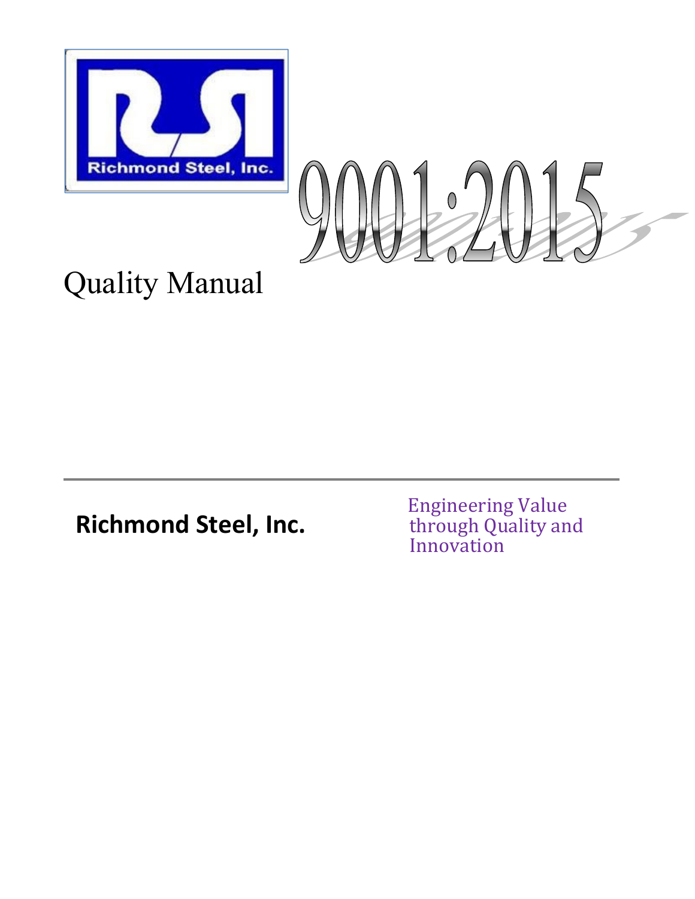Richmond Steel, Inc.

9001:2015

# Quality Manual

---

**Richmond Steel, Inc.**

Engineering Value through Quality and Innovation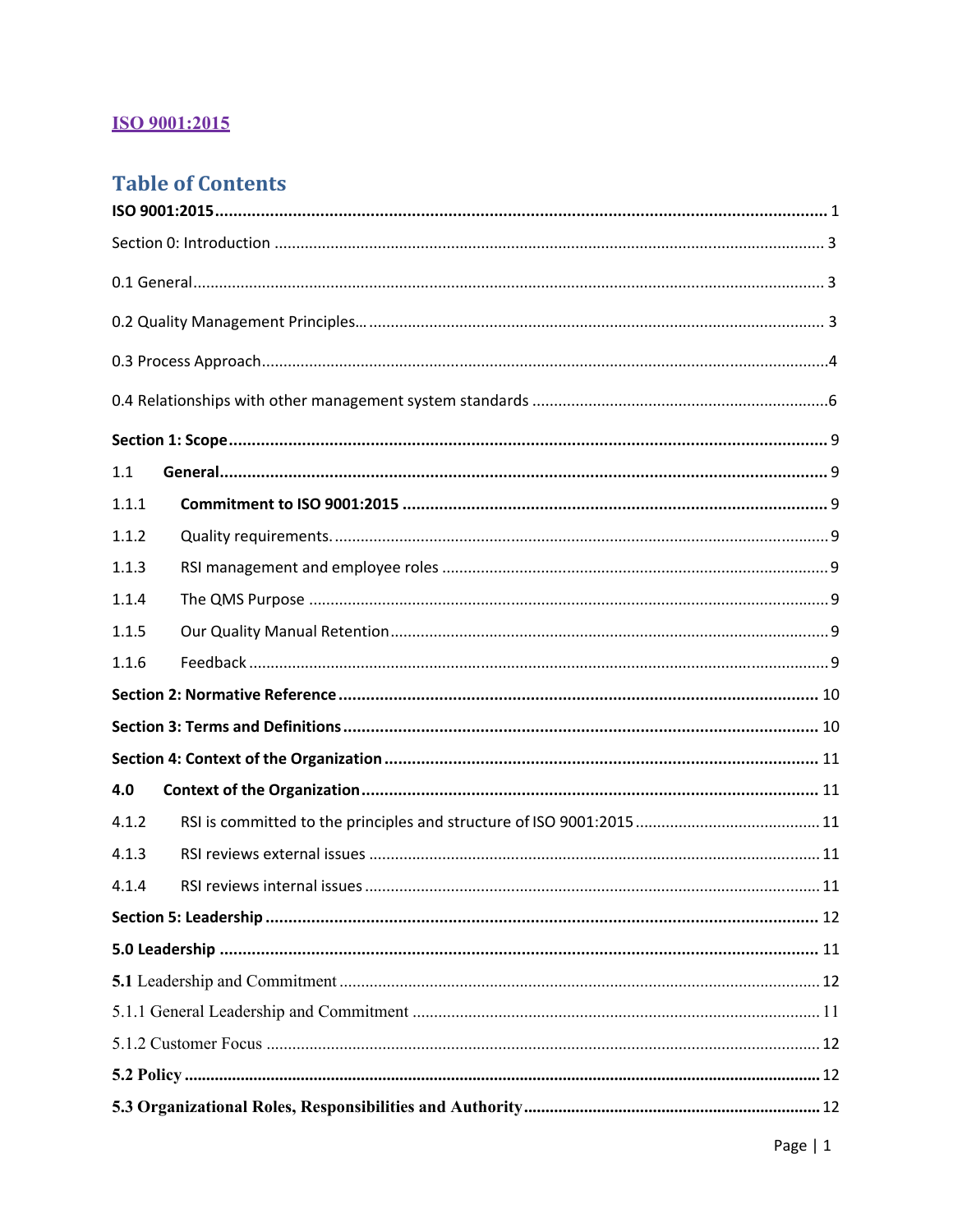## ISO 9001:2015

# Table of Contents

**ISO 9001:2015** ..... 1

Section 0: Introduction ..... 3

0.1 General ..... 3

0.2 Quality Management Principles… ..... 3

0.3 Process Approach ..... 4

0.4 Relationships with other management system standards ..... 6

**Section 1: Scope** ..... 9

1.1 **General** ..... 9

1.1.1 **Commitment to ISO 9001:2015** ..... 9

1.1.2 Quality requirements. ..... 9

1.1.3 RSI management and employee roles ..... 9

1.1.4 The QMS Purpose ..... 9

1.1.5 Our Quality Manual Retention ..... 9

1.1.6 Feedback ..... 9

**Section 2: Normative Reference** ..... 10

**Section 3: Terms and Definitions** ..... 10

**Section 4: Context of the Organization** ..... 11

**4.0 Context of the Organization** ..... 11

4.1.2 RSI is committed to the principles and structure of ISO 9001:2015 ..... 11

4.1.3 RSI reviews external issues ..... 11

4.1.4 RSI reviews internal issues ..... 11

**Section 5: Leadership** ..... 12

**5.0 Leadership** ..... 11

**5.1** Leadership and Commitment ..... 12

5.1.1 General Leadership and Commitment ..... 11

5.1.2 Customer Focus ..... 12

**5.2 Policy** ..... 12

**5.3 Organizational Roles, Responsibilities and Authority** ..... 12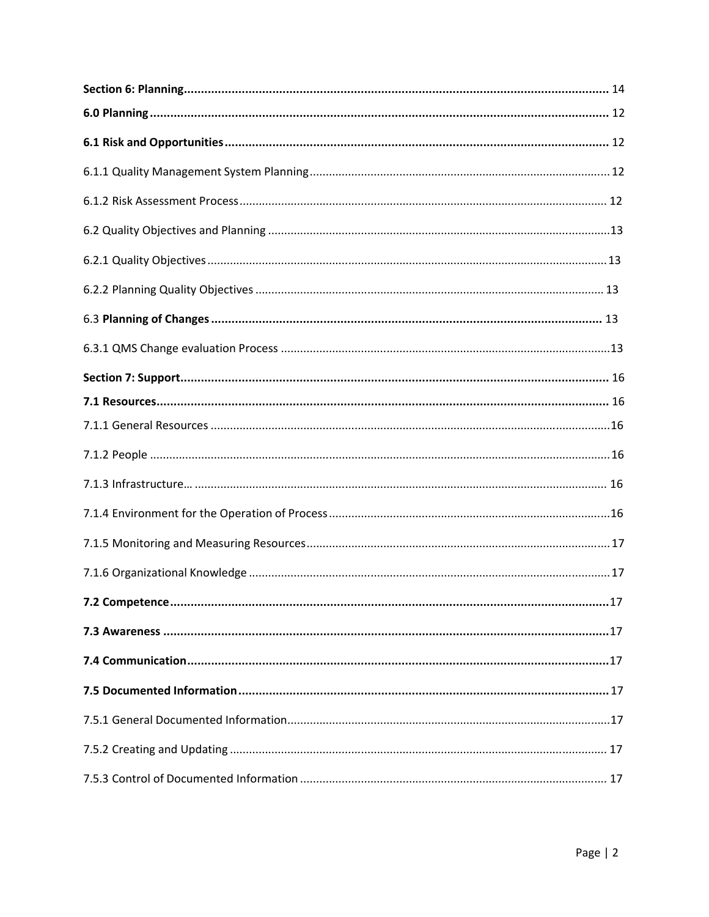**Section 6: Planning** .......................................................................................................................... 14

**6.0 Planning** .................................................................................................................................... 12

**6.1 Risk and Opportunities** ............................................................................................................... 12

6.1.1 Quality Management System Planning ........................................................................................... 12

6.1.2 Risk Assessment Process ................................................................................................................ 12

6.2 Quality Objectives and Planning ........................................................................................................ 13

6.2.1 Quality Objectives .......................................................................................................................... 13

6.2.2 Planning Quality Objectives .......................................................................................................... 13

6.3 **Planning of Changes** .................................................................................................................. 13

6.3.1 QMS Change evaluation Process ..................................................................................................... 13

**Section 7: Support** ........................................................................................................................... 16

**7.1 Resources** ................................................................................................................................... 16

7.1.1 General Resources .......................................................................................................................... 16

7.1.2 People ............................................................................................................................................ 16

7.1.3 Infrastructure… .............................................................................................................................. 16

7.1.4 Environment for the Operation of Process ..................................................................................... 16

7.1.5 Monitoring and Measuring Resources ............................................................................................ 17

7.1.6 Organizational Knowledge ............................................................................................................. 17

**7.2 Competence** ................................................................................................................................ 17

**7.3 Awareness** .................................................................................................................................. 17

**7.4 Communication** ........................................................................................................................... 17

**7.5 Documented Information** ............................................................................................................ 17

7.5.1 General Documented Information .................................................................................................. 17

7.5.2 Creating and Updating .................................................................................................................... 17

7.5.3 Control of Documented Information .............................................................................................. 17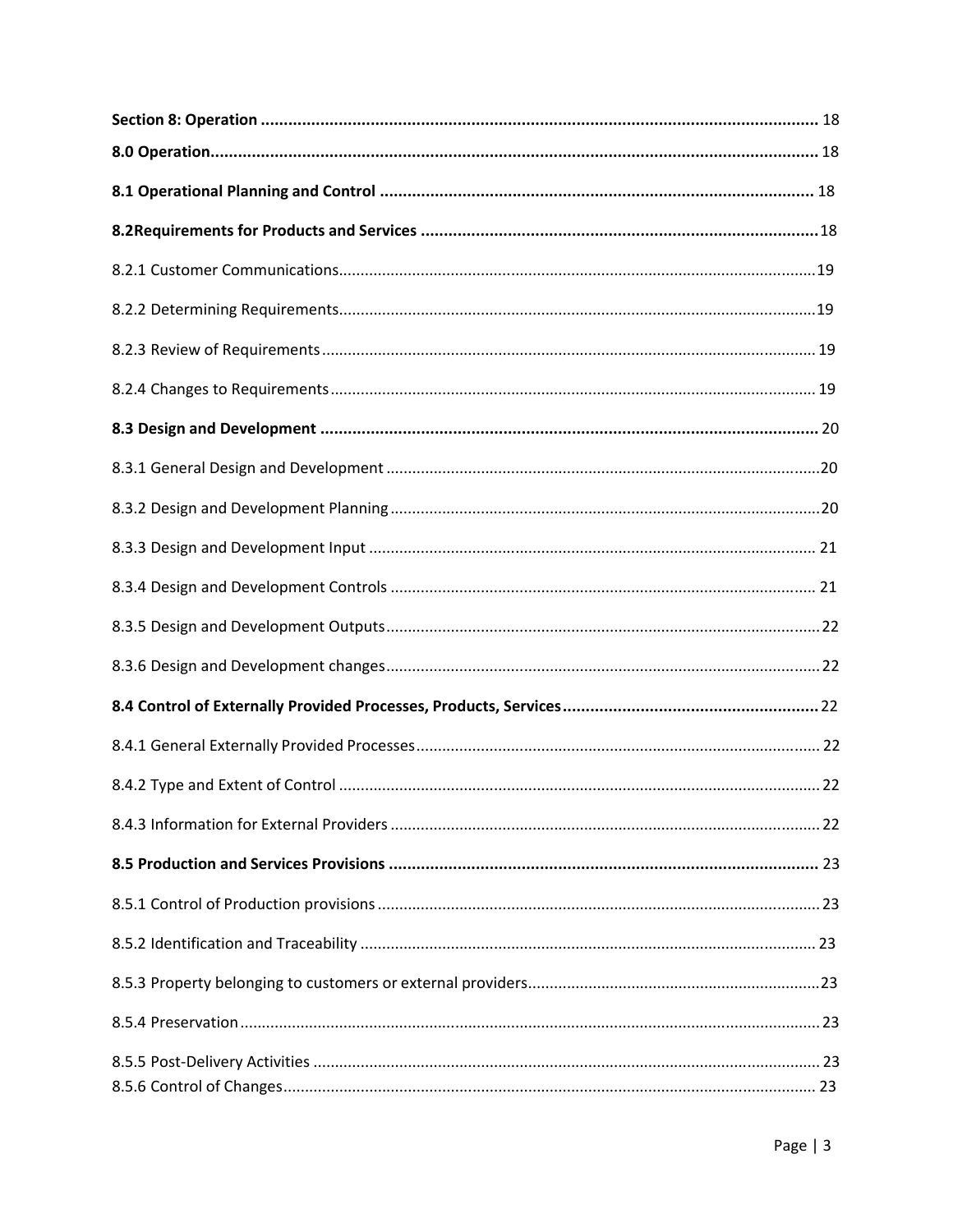**Section 8: Operation** ........................................................................................................................ 18

**8.0 Operation**................................................................................................................................. 18

**8.1 Operational Planning and Control** ............................................................................................. 18

**8.2Requirements for Products and Services** ..................................................................................... 18

8.2.1 Customer Communications............................................................................................................ 19

8.2.2 Determining Requirements............................................................................................................ 19

8.2.3 Review of Requirements ................................................................................................................. 19

8.2.4 Changes to Requirements ............................................................................................................... 19

**8.3 Design and Development** .............................................................................................................. 20

8.3.1 General Design and Development ................................................................................................. 20

8.3.2 Design and Development Planning ................................................................................................ 20

8.3.3 Design and Development Input ..................................................................................................... 21

8.3.4 Design and Development Controls ................................................................................................ 21

8.3.5 Design and Development Outputs.................................................................................................. 22

8.3.6 Design and Development changes.................................................................................................. 22

**8.4 Control of Externally Provided Processes, Products, Services**.......................................................... 22

8.4.1 General Externally Provided Processes........................................................................................... 22

8.4.2 Type and Extent of Control ............................................................................................................. 22

8.4.3 Information for External Providers ................................................................................................. 22

**8.5 Production and Services Provisions** ................................................................................................ 23

8.5.1 Control of Production provisions .................................................................................................... 23

8.5.2 Identification and Traceability ........................................................................................................ 23

8.5.3 Property belonging to customers or external providers.................................................................. 23

8.5.4 Preservation ..................................................................................................................................... 23

8.5.5 Post-Delivery Activities .................................................................................................................... 23

8.5.6 Control of Changes........................................................................................................................... 23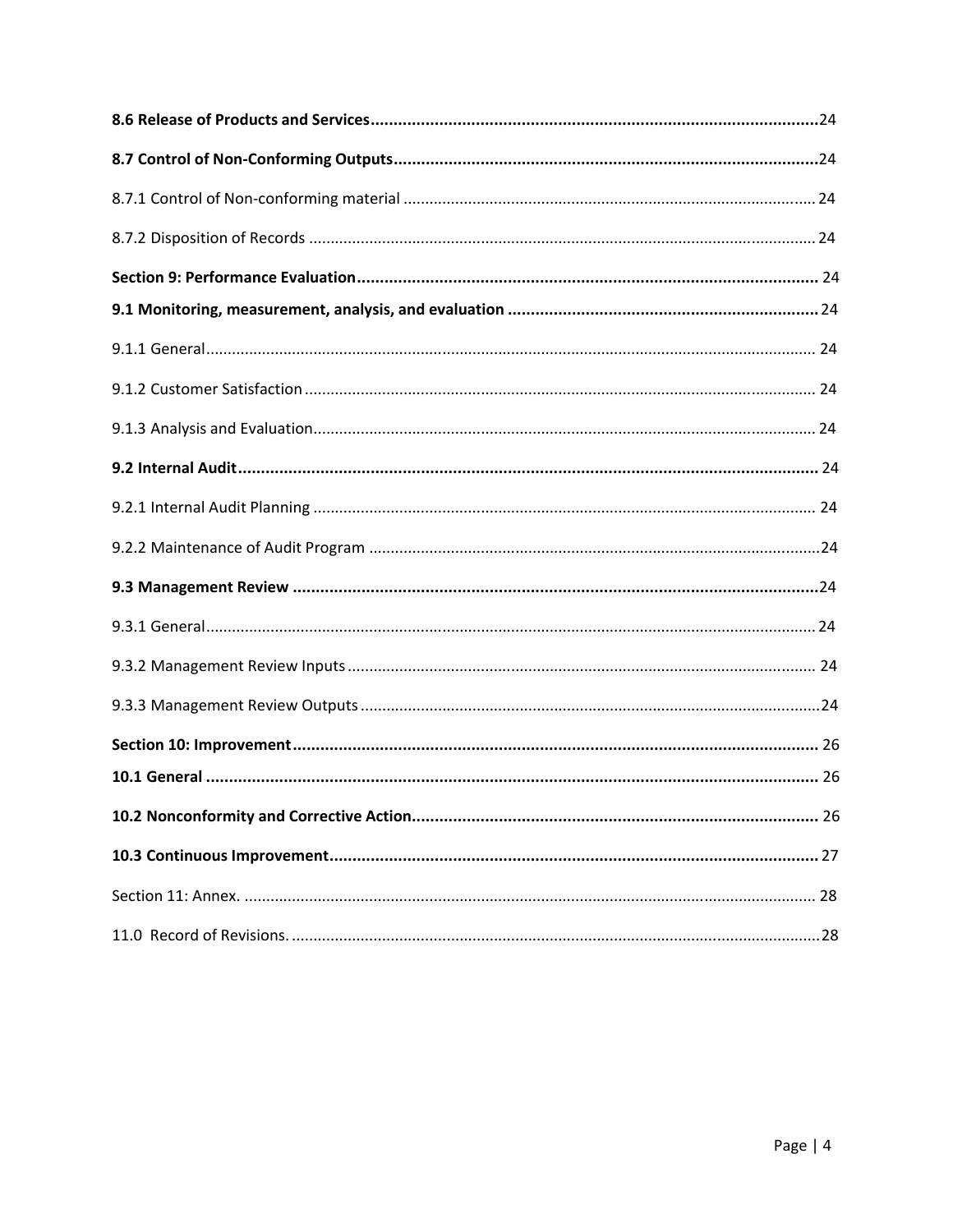**8.6 Release of Products and Services**......24

**8.7 Control of Non-Conforming Outputs**......24

8.7.1 Control of Non-conforming material......24

8.7.2 Disposition of Records......24

**Section 9: Performance Evaluation**......24

**9.1 Monitoring, measurement, analysis, and evaluation**......24

9.1.1 General......24

9.1.2 Customer Satisfaction......24

9.1.3 Analysis and Evaluation......24

**9.2 Internal Audit**......24

9.2.1 Internal Audit Planning......24

9.2.2 Maintenance of Audit Program......24

**9.3 Management Review**......24

9.3.1 General......24

9.3.2 Management Review Inputs......24

9.3.3 Management Review Outputs......24

**Section 10: Improvement**......26

**10.1 General**......26

**10.2 Nonconformity and Corrective Action**......26

**10.3 Continuous Improvement**......27

Section 11: Annex.......28

11.0 Record of Revisions.......28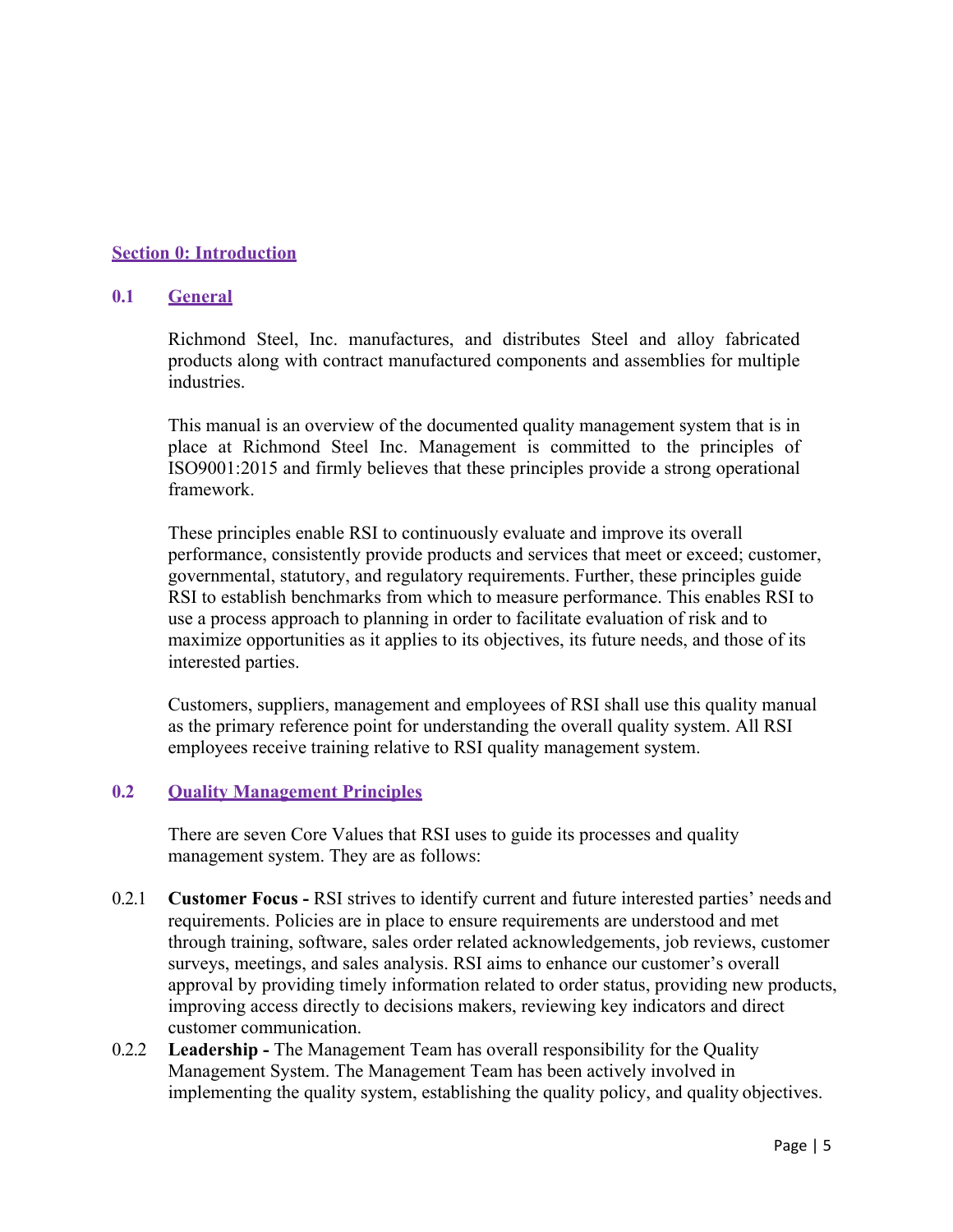## Section 0: Introduction

### 0.1 General

Richmond Steel, Inc. manufactures, and distributes Steel and alloy fabricated products along with contract manufactured components and assemblies for multiple industries.

This manual is an overview of the documented quality management system that is in place at Richmond Steel Inc. Management is committed to the principles of ISO9001:2015 and firmly believes that these principles provide a strong operational framework.

These principles enable RSI to continuously evaluate and improve its overall performance, consistently provide products and services that meet or exceed; customer, governmental, statutory, and regulatory requirements. Further, these principles guide RSI to establish benchmarks from which to measure performance. This enables RSI to use a process approach to planning in order to facilitate evaluation of risk and to maximize opportunities as it applies to its objectives, its future needs, and those of its interested parties.

Customers, suppliers, management and employees of RSI shall use this quality manual as the primary reference point for understanding the overall quality system. All RSI employees receive training relative to RSI quality management system.

### 0.2 Quality Management Principles

There are seven Core Values that RSI uses to guide its processes and quality management system. They are as follows:

0.2.1 **Customer Focus -** RSI strives to identify current and future interested parties' needs and requirements. Policies are in place to ensure requirements are understood and met through training, software, sales order related acknowledgements, job reviews, customer surveys, meetings, and sales analysis. RSI aims to enhance our customer's overall approval by providing timely information related to order status, providing new products, improving access directly to decisions makers, reviewing key indicators and direct customer communication.

0.2.2 **Leadership -** The Management Team has overall responsibility for the Quality Management System. The Management Team has been actively involved in implementing the quality system, establishing the quality policy, and quality objectives.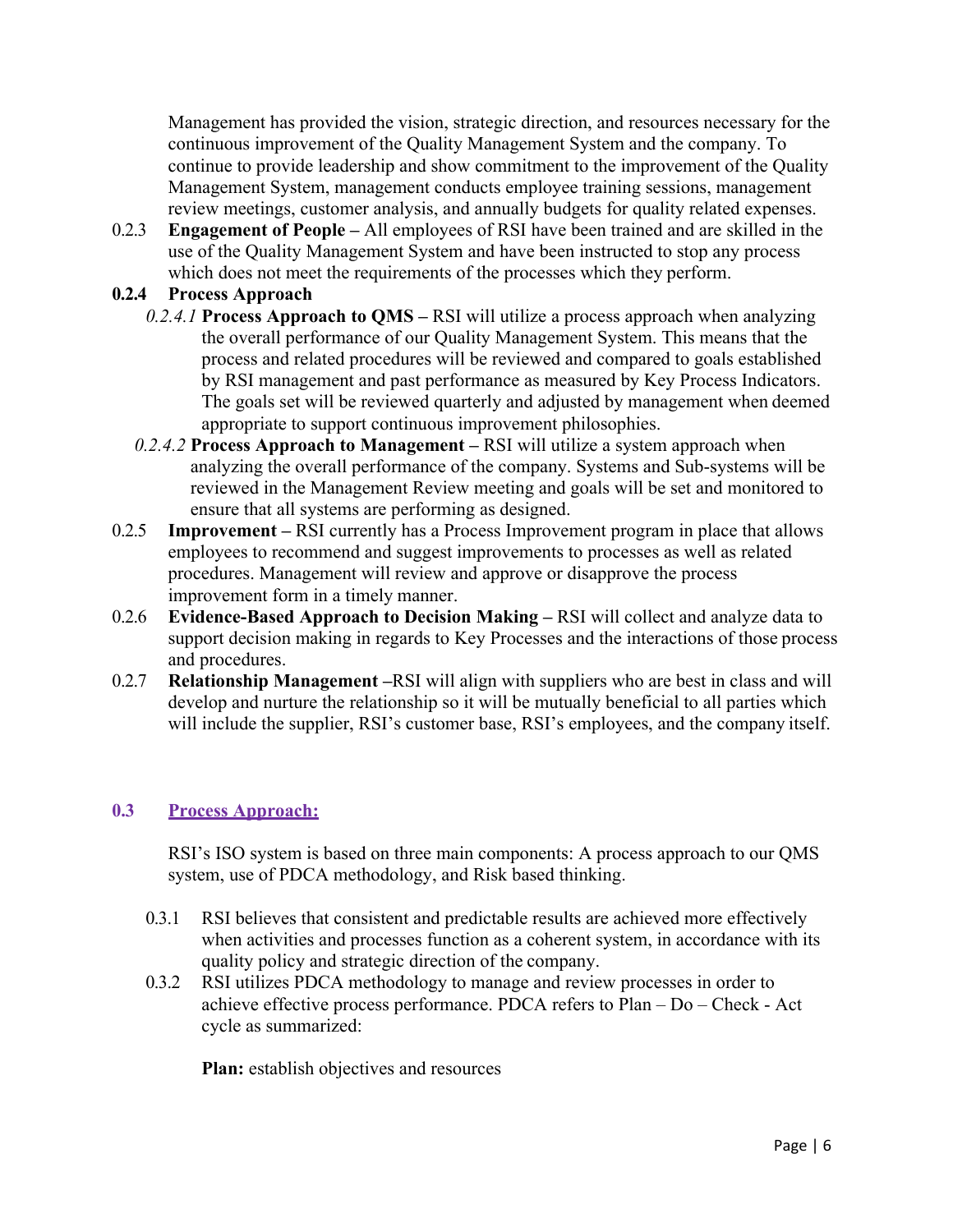Management has provided the vision, strategic direction, and resources necessary for the continuous improvement of the Quality Management System and the company. To continue to provide leadership and show commitment to the improvement of the Quality Management System, management conducts employee training sessions, management review meetings, customer analysis, and annually budgets for quality related expenses.

0.2.3 **Engagement of People –** All employees of RSI have been trained and are skilled in the use of the Quality Management System and have been instructed to stop any process which does not meet the requirements of the processes which they perform.

**0.2.4 Process Approach**

*0.2.4.1* **Process Approach to QMS –** RSI will utilize a process approach when analyzing the overall performance of our Quality Management System. This means that the process and related procedures will be reviewed and compared to goals established by RSI management and past performance as measured by Key Process Indicators. The goals set will be reviewed quarterly and adjusted by management when deemed appropriate to support continuous improvement philosophies.

*0.2.4.2* **Process Approach to Management –** RSI will utilize a system approach when analyzing the overall performance of the company. Systems and Sub-systems will be reviewed in the Management Review meeting and goals will be set and monitored to ensure that all systems are performing as designed.

0.2.5 **Improvement –** RSI currently has a Process Improvement program in place that allows employees to recommend and suggest improvements to processes as well as related procedures. Management will review and approve or disapprove the process improvement form in a timely manner.

0.2.6 **Evidence-Based Approach to Decision Making –** RSI will collect and analyze data to support decision making in regards to Key Processes and the interactions of those process and procedures.

0.2.7 **Relationship Management –**RSI will align with suppliers who are best in class and will develop and nurture the relationship so it will be mutually beneficial to all parties which will include the supplier, RSI's customer base, RSI's employees, and the company itself.

## 0.3 Process Approach:

RSI's ISO system is based on three main components: A process approach to our QMS system, use of PDCA methodology, and Risk based thinking.

0.3.1 RSI believes that consistent and predictable results are achieved more effectively when activities and processes function as a coherent system, in accordance with its quality policy and strategic direction of the company.

0.3.2 RSI utilizes PDCA methodology to manage and review processes in order to achieve effective process performance. PDCA refers to Plan – Do – Check - Act cycle as summarized:

**Plan:** establish objectives and resources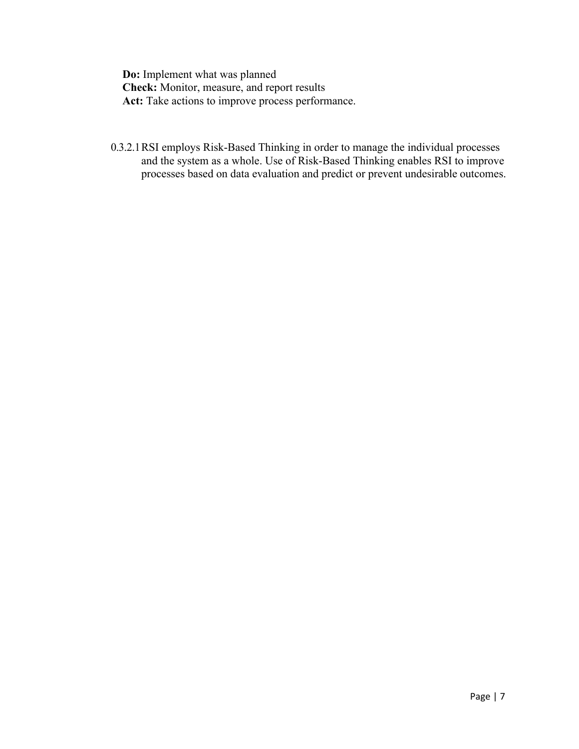**Do:** Implement what was planned
**Check:** Monitor, measure, and report results
**Act:** Take actions to improve process performance.

0.3.2.1 RSI employs Risk-Based Thinking in order to manage the individual processes and the system as a whole. Use of Risk-Based Thinking enables RSI to improve processes based on data evaluation and predict or prevent undesirable outcomes.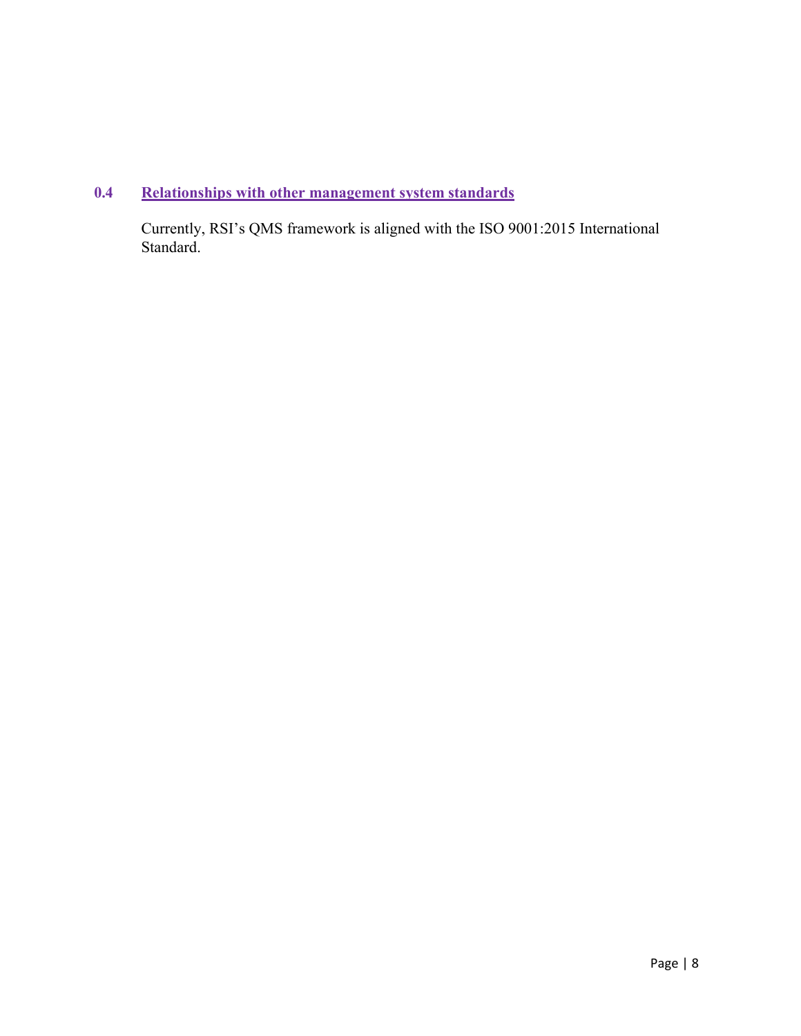## 0.4 Relationships with other management system standards

Currently, RSI's QMS framework is aligned with the ISO 9001:2015 International Standard.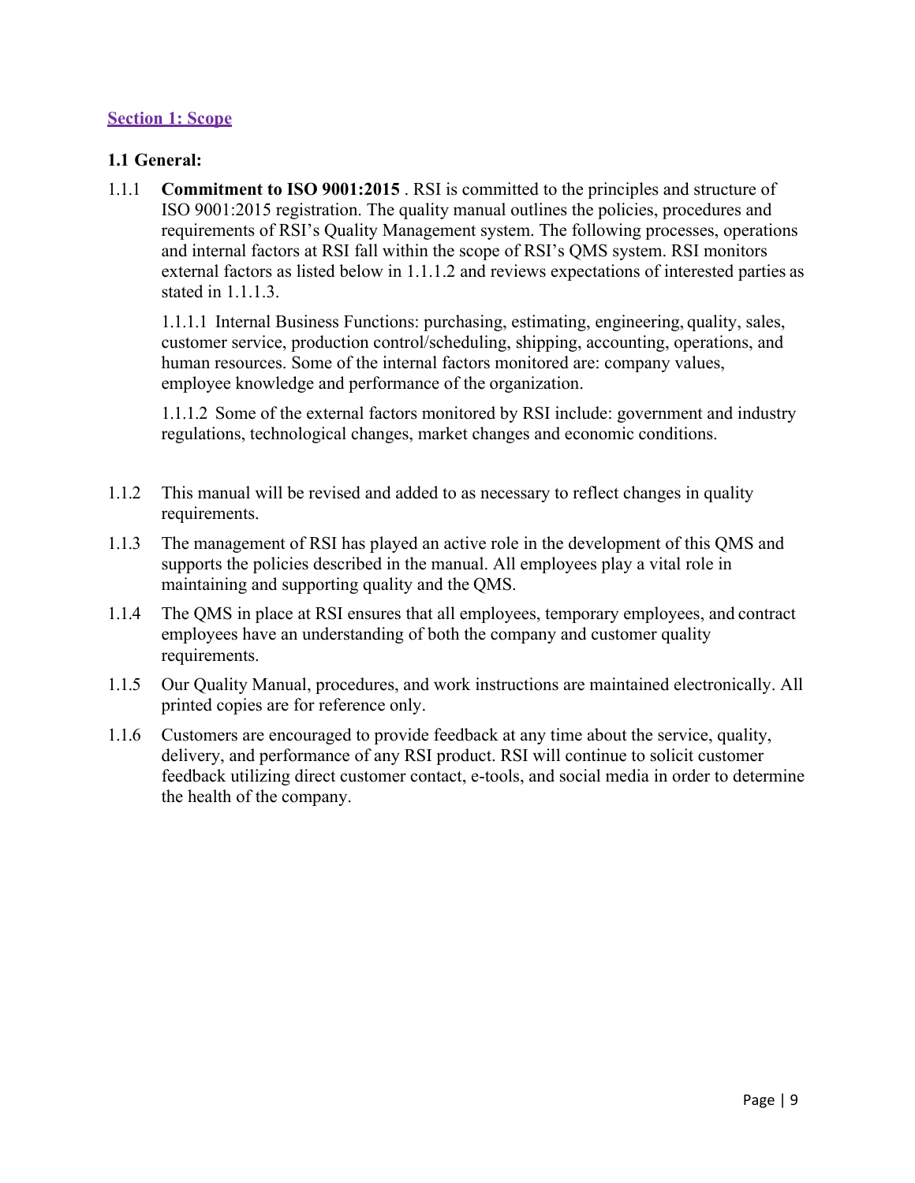## Section 1: Scope

### 1.1 General:

1.1.1 **Commitment to ISO 9001:2015** . RSI is committed to the principles and structure of ISO 9001:2015 registration. The quality manual outlines the policies, procedures and requirements of RSI's Quality Management system. The following processes, operations and internal factors at RSI fall within the scope of RSI's QMS system. RSI monitors external factors as listed below in 1.1.1.2 and reviews expectations of interested parties as stated in 1.1.1.3.

> 1.1.1.1 Internal Business Functions: purchasing, estimating, engineering, quality, sales, customer service, production control/scheduling, shipping, accounting, operations, and human resources. Some of the internal factors monitored are: company values, employee knowledge and performance of the organization.
>
> 1.1.1.2 Some of the external factors monitored by RSI include: government and industry regulations, technological changes, market changes and economic conditions.

1.1.2 This manual will be revised and added to as necessary to reflect changes in quality requirements.

1.1.3 The management of RSI has played an active role in the development of this QMS and supports the policies described in the manual. All employees play a vital role in maintaining and supporting quality and the QMS.

1.1.4 The QMS in place at RSI ensures that all employees, temporary employees, and contract employees have an understanding of both the company and customer quality requirements.

1.1.5 Our Quality Manual, procedures, and work instructions are maintained electronically. All printed copies are for reference only.

1.1.6 Customers are encouraged to provide feedback at any time about the service, quality, delivery, and performance of any RSI product. RSI will continue to solicit customer feedback utilizing direct customer contact, e-tools, and social media in order to determine the health of the company.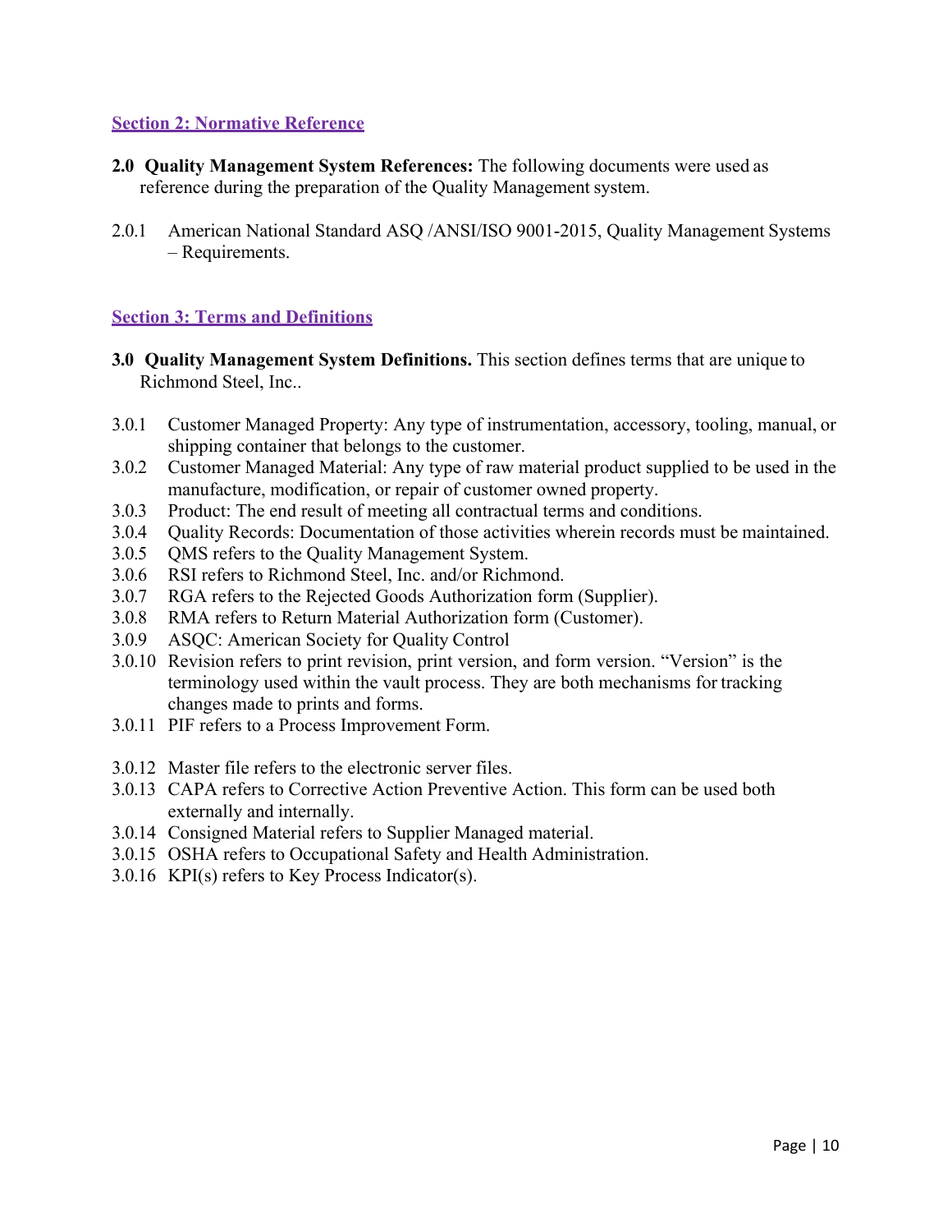## Section 2: Normative Reference

**2.0 Quality Management System References:** The following documents were used as reference during the preparation of the Quality Management system.

2.0.1 American National Standard ASQ /ANSI/ISO 9001-2015, Quality Management Systems – Requirements.

## Section 3: Terms and Definitions

**3.0 Quality Management System Definitions.** This section defines terms that are unique to Richmond Steel, Inc..

3.0.1 Customer Managed Property: Any type of instrumentation, accessory, tooling, manual, or shipping container that belongs to the customer.
3.0.2 Customer Managed Material: Any type of raw material product supplied to be used in the manufacture, modification, or repair of customer owned property.
3.0.3 Product: The end result of meeting all contractual terms and conditions.
3.0.4 Quality Records: Documentation of those activities wherein records must be maintained.
3.0.5 QMS refers to the Quality Management System.
3.0.6 RSI refers to Richmond Steel, Inc. and/or Richmond.
3.0.7 RGA refers to the Rejected Goods Authorization form (Supplier).
3.0.8 RMA refers to Return Material Authorization form (Customer).
3.0.9 ASQC: American Society for Quality Control
3.0.10 Revision refers to print revision, print version, and form version. "Version" is the terminology used within the vault process. They are both mechanisms for tracking changes made to prints and forms.
3.0.11 PIF refers to a Process Improvement Form.

3.0.12 Master file refers to the electronic server files.
3.0.13 CAPA refers to Corrective Action Preventive Action. This form can be used both externally and internally.
3.0.14 Consigned Material refers to Supplier Managed material.
3.0.15 OSHA refers to Occupational Safety and Health Administration.
3.0.16 KPI(s) refers to Key Process Indicator(s).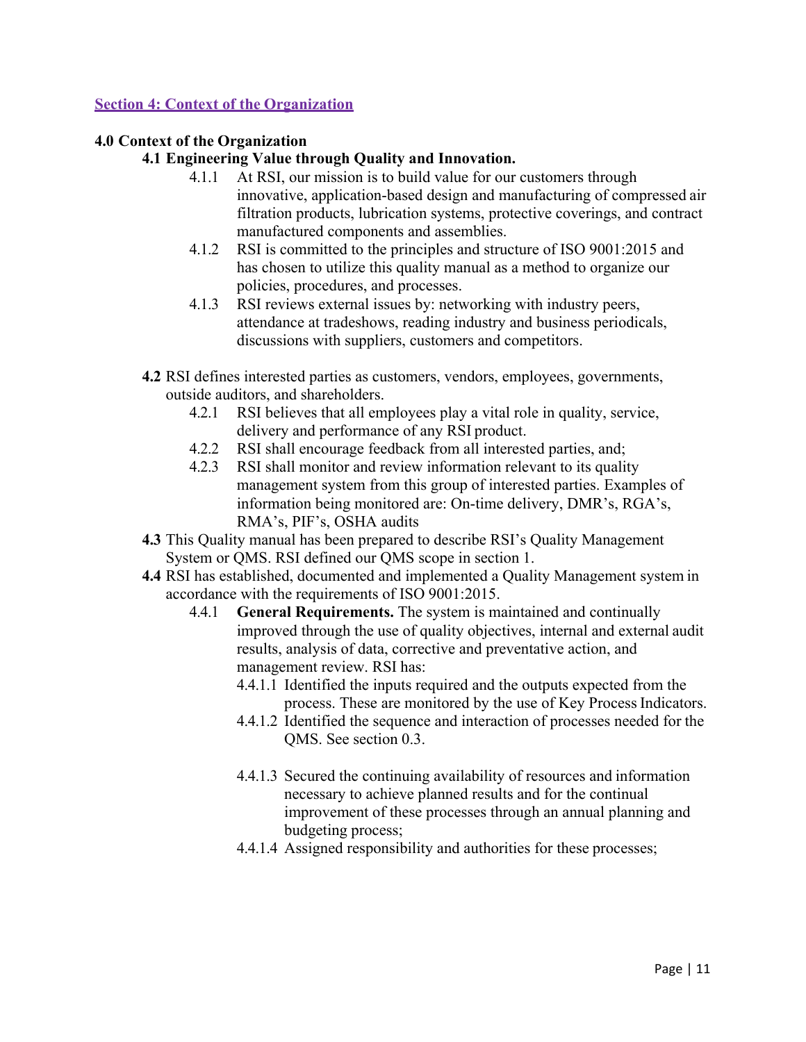## Section 4: Context of the Organization

### 4.0 Context of the Organization

**4.1 Engineering Value through Quality and Innovation.**

- 4.1.1 At RSI, our mission is to build value for our customers through innovative, application-based design and manufacturing of compressed air filtration products, lubrication systems, protective coverings, and contract manufactured components and assemblies.
- 4.1.2 RSI is committed to the principles and structure of ISO 9001:2015 and has chosen to utilize this quality manual as a method to organize our policies, procedures, and processes.
- 4.1.3 RSI reviews external issues by: networking with industry peers, attendance at tradeshows, reading industry and business periodicals, discussions with suppliers, customers and competitors.

**4.2** RSI defines interested parties as customers, vendors, employees, governments, outside auditors, and shareholders.

- 4.2.1 RSI believes that all employees play a vital role in quality, service, delivery and performance of any RSI product.
- 4.2.2 RSI shall encourage feedback from all interested parties, and;
- 4.2.3 RSI shall monitor and review information relevant to its quality management system from this group of interested parties. Examples of information being monitored are: On-time delivery, DMR's, RGA's, RMA's, PIF's, OSHA audits

**4.3** This Quality manual has been prepared to describe RSI's Quality Management System or QMS. RSI defined our QMS scope in section 1.

**4.4** RSI has established, documented and implemented a Quality Management system in accordance with the requirements of ISO 9001:2015.

- 4.4.1 **General Requirements.** The system is maintained and continually improved through the use of quality objectives, internal and external audit results, analysis of data, corrective and preventative action, and management review. RSI has:
  - 4.4.1.1 Identified the inputs required and the outputs expected from the process. These are monitored by the use of Key Process Indicators.
  - 4.4.1.2 Identified the sequence and interaction of processes needed for the QMS. See section 0.3.
  - 4.4.1.3 Secured the continuing availability of resources and information necessary to achieve planned results and for the continual improvement of these processes through an annual planning and budgeting process;
  - 4.4.1.4 Assigned responsibility and authorities for these processes;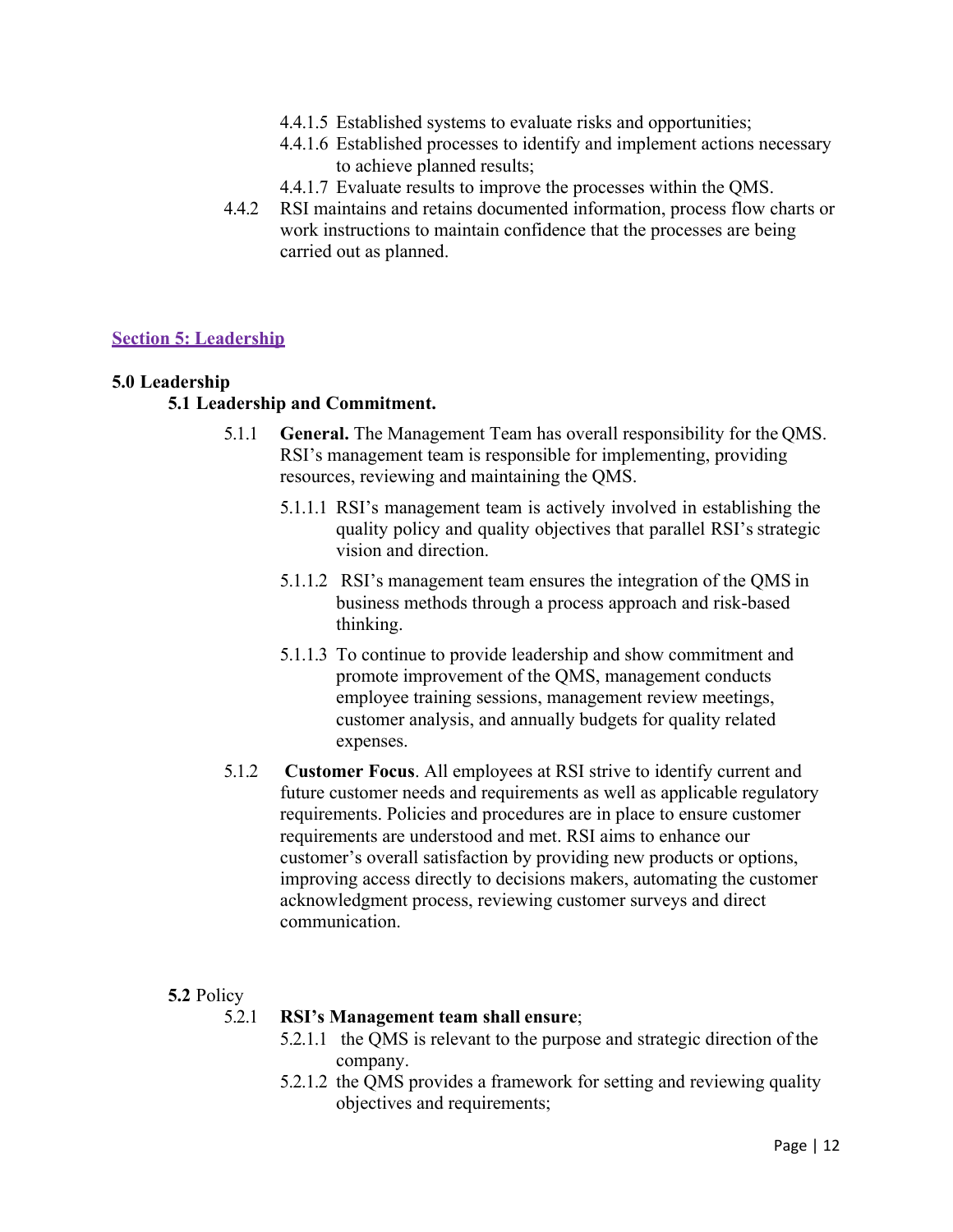4.4.1.5 Established systems to evaluate risks and opportunities;

4.4.1.6 Established processes to identify and implement actions necessary to achieve planned results;

4.4.1.7 Evaluate results to improve the processes within the QMS.

4.4.2 RSI maintains and retains documented information, process flow charts or work instructions to maintain confidence that the processes are being carried out as planned.

## Section 5: Leadership

### 5.0 Leadership

#### 5.1 Leadership and Commitment.

5.1.1 **General.** The Management Team has overall responsibility for the QMS. RSI's management team is responsible for implementing, providing resources, reviewing and maintaining the QMS.

5.1.1.1 RSI's management team is actively involved in establishing the quality policy and quality objectives that parallel RSI's strategic vision and direction.

5.1.1.2 RSI's management team ensures the integration of the QMS in business methods through a process approach and risk-based thinking.

5.1.1.3 To continue to provide leadership and show commitment and promote improvement of the QMS, management conducts employee training sessions, management review meetings, customer analysis, and annually budgets for quality related expenses.

5.1.2 **Customer Focus**. All employees at RSI strive to identify current and future customer needs and requirements as well as applicable regulatory requirements. Policies and procedures are in place to ensure customer requirements are understood and met. RSI aims to enhance our customer's overall satisfaction by providing new products or options, improving access directly to decisions makers, automating the customer acknowledgment process, reviewing customer surveys and direct communication.

#### **5.2** Policy

5.2.1 **RSI's Management team shall ensure**;

5.2.1.1 the QMS is relevant to the purpose and strategic direction of the company.

5.2.1.2 the QMS provides a framework for setting and reviewing quality objectives and requirements;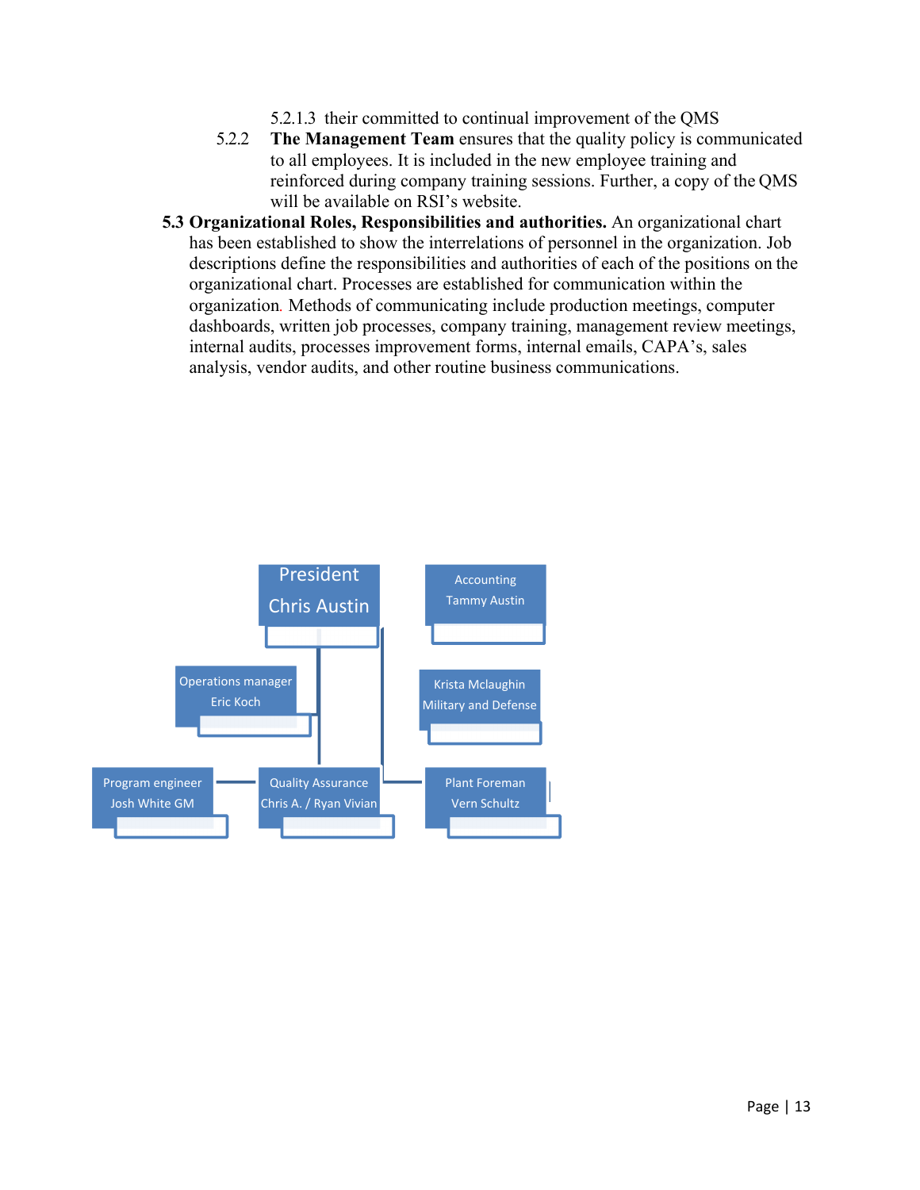5.2.1.3 their committed to continual improvement of the QMS

5.2.2 **The Management Team** ensures that the quality policy is communicated to all employees. It is included in the new employee training and reinforced during company training sessions. Further, a copy of the QMS will be available on RSI's website.

**5.3 Organizational Roles, Responsibilities and authorities.** An organizational chart has been established to show the interrelations of personnel in the organization. Job descriptions define the responsibilities and authorities of each of the positions on the organizational chart. Processes are established for communication within the organization. Methods of communicating include production meetings, computer dashboards, written job processes, company training, management review meetings, internal audits, processes improvement forms, internal emails, CAPA's, sales analysis, vendor audits, and other routine business communications.

President
Chris Austin

Accounting
Tammy Austin

Operations manager
Eric Koch

Krista Mclaughin
Military and Defense

Program engineer
Josh White GM

Quality Assurance
Chris A. / Ryan Vivian

Plant Foreman
Vern Schultz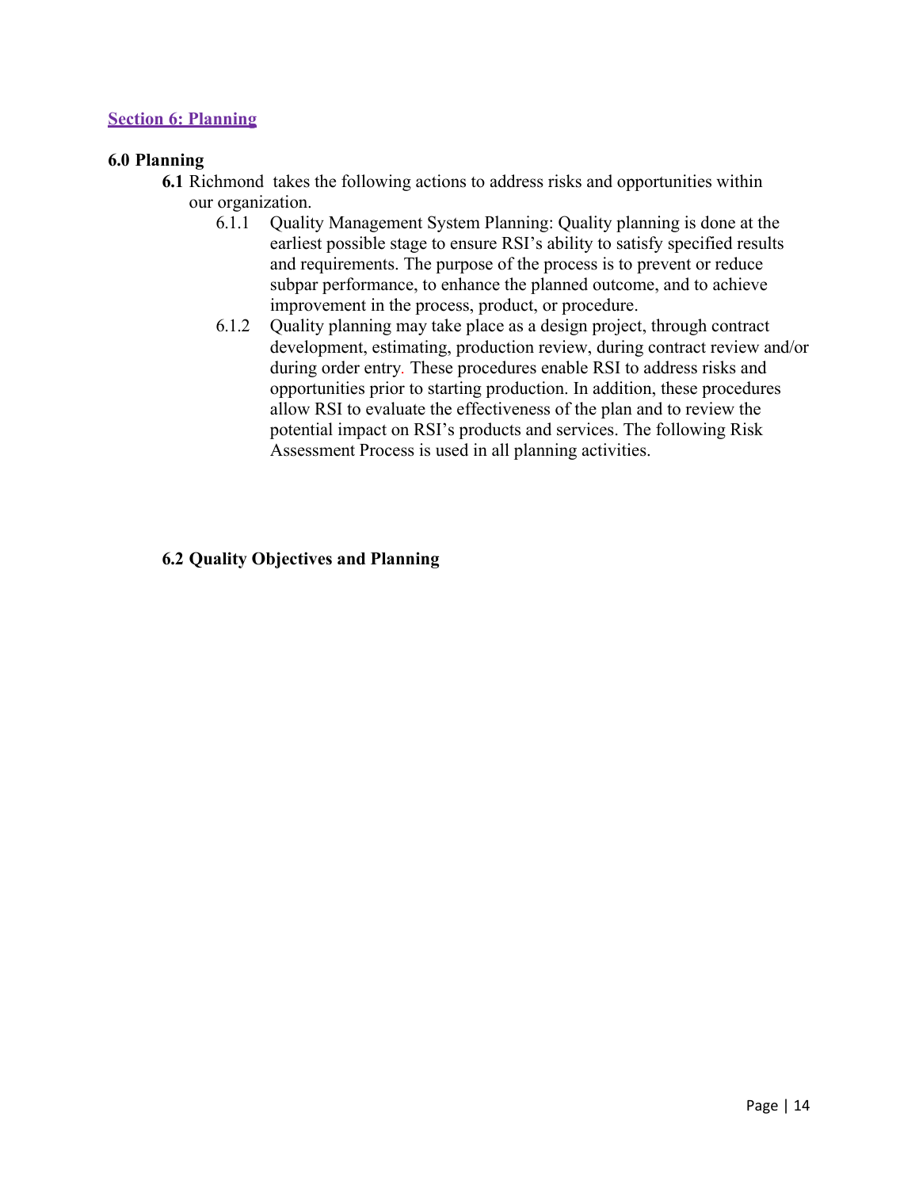## Section 6: Planning

### 6.0 Planning

**6.1** Richmond takes the following actions to address risks and opportunities within our organization.

- 6.1.1 Quality Management System Planning: Quality planning is done at the earliest possible stage to ensure RSI's ability to satisfy specified results and requirements. The purpose of the process is to prevent or reduce subpar performance, to enhance the planned outcome, and to achieve improvement in the process, product, or procedure.
- 6.1.2 Quality planning may take place as a design project, through contract development, estimating, production review, during contract review and/or during order entry. These procedures enable RSI to address risks and opportunities prior to starting production. In addition, these procedures allow RSI to evaluate the effectiveness of the plan and to review the potential impact on RSI's products and services. The following Risk Assessment Process is used in all planning activities.

**6.2 Quality Objectives and Planning**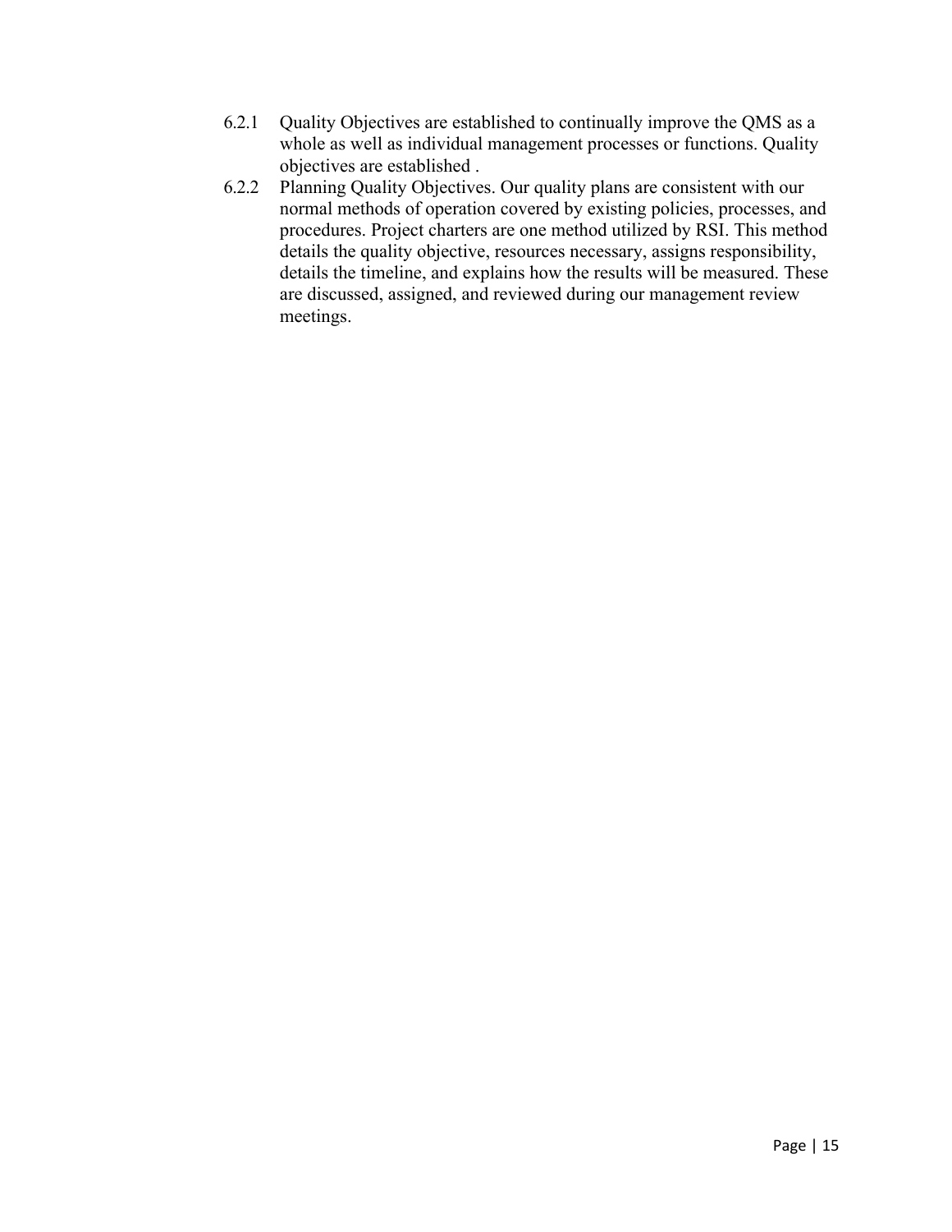6.2.1 Quality Objectives are established to continually improve the QMS as a whole as well as individual management processes or functions. Quality objectives are established .

6.2.2 Planning Quality Objectives. Our quality plans are consistent with our normal methods of operation covered by existing policies, processes, and procedures. Project charters are one method utilized by RSI. This method details the quality objective, resources necessary, assigns responsibility, details the timeline, and explains how the results will be measured. These are discussed, assigned, and reviewed during our management review meetings.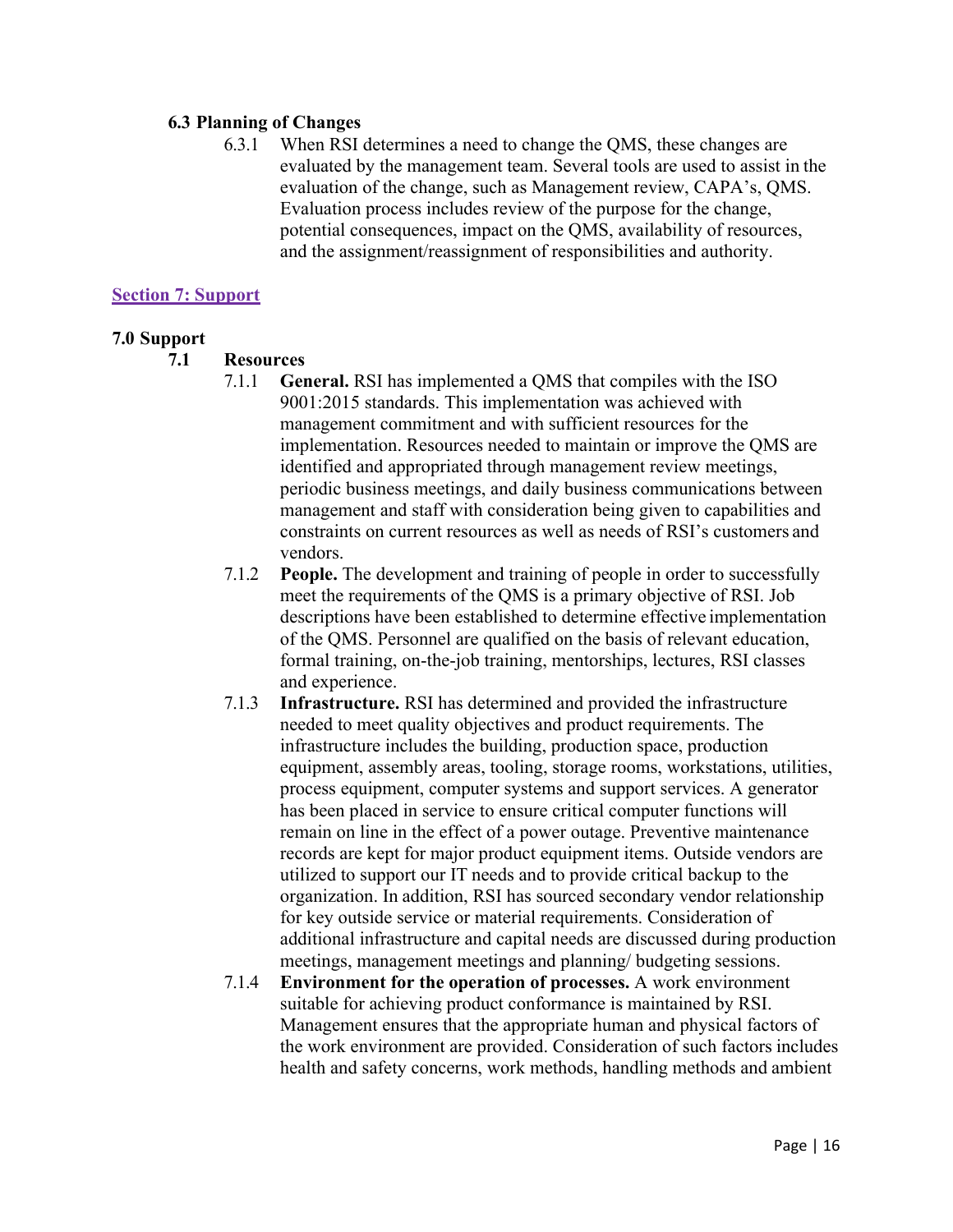### 6.3 Planning of Changes

6.3.1 When RSI determines a need to change the QMS, these changes are evaluated by the management team. Several tools are used to assist in the evaluation of the change, such as Management review, CAPA's, QMS. Evaluation process includes review of the purpose for the change, potential consequences, impact on the QMS, availability of resources, and the assignment/reassignment of responsibilities and authority.

## Section 7: Support

### 7.0 Support

#### 7.1 Resources

7.1.1 **General.** RSI has implemented a QMS that compiles with the ISO 9001:2015 standards. This implementation was achieved with management commitment and with sufficient resources for the implementation. Resources needed to maintain or improve the QMS are identified and appropriated through management review meetings, periodic business meetings, and daily business communications between management and staff with consideration being given to capabilities and constraints on current resources as well as needs of RSI's customers and vendors.

7.1.2 **People.** The development and training of people in order to successfully meet the requirements of the QMS is a primary objective of RSI. Job descriptions have been established to determine effective implementation of the QMS. Personnel are qualified on the basis of relevant education, formal training, on-the-job training, mentorships, lectures, RSI classes and experience.

7.1.3 **Infrastructure.** RSI has determined and provided the infrastructure needed to meet quality objectives and product requirements. The infrastructure includes the building, production space, production equipment, assembly areas, tooling, storage rooms, workstations, utilities, process equipment, computer systems and support services. A generator has been placed in service to ensure critical computer functions will remain on line in the effect of a power outage. Preventive maintenance records are kept for major product equipment items. Outside vendors are utilized to support our IT needs and to provide critical backup to the organization. In addition, RSI has sourced secondary vendor relationship for key outside service or material requirements. Consideration of additional infrastructure and capital needs are discussed during production meetings, management meetings and planning/ budgeting sessions.

7.1.4 **Environment for the operation of processes.** A work environment suitable for achieving product conformance is maintained by RSI. Management ensures that the appropriate human and physical factors of the work environment are provided. Consideration of such factors includes health and safety concerns, work methods, handling methods and ambient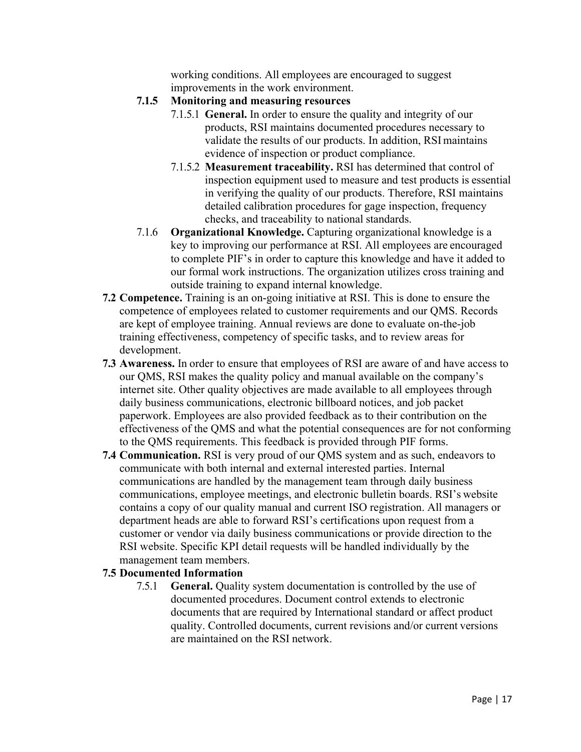working conditions. All employees are encouraged to suggest improvements in the work environment.

**7.1.5 Monitoring and measuring resources**

7.1.5.1 **General.** In order to ensure the quality and integrity of our products, RSI maintains documented procedures necessary to validate the results of our products. In addition, RSI maintains evidence of inspection or product compliance.

7.1.5.2 **Measurement traceability.** RSI has determined that control of inspection equipment used to measure and test products is essential in verifying the quality of our products. Therefore, RSI maintains detailed calibration procedures for gage inspection, frequency checks, and traceability to national standards.

7.1.6 **Organizational Knowledge.** Capturing organizational knowledge is a key to improving our performance at RSI. All employees are encouraged to complete PIF's in order to capture this knowledge and have it added to our formal work instructions. The organization utilizes cross training and outside training to expand internal knowledge.

**7.2 Competence.** Training is an on-going initiative at RSI. This is done to ensure the competence of employees related to customer requirements and our QMS. Records are kept of employee training. Annual reviews are done to evaluate on-the-job training effectiveness, competency of specific tasks, and to review areas for development.

**7.3 Awareness.** In order to ensure that employees of RSI are aware of and have access to our QMS, RSI makes the quality policy and manual available on the company's internet site. Other quality objectives are made available to all employees through daily business communications, electronic billboard notices, and job packet paperwork. Employees are also provided feedback as to their contribution on the effectiveness of the QMS and what the potential consequences are for not conforming to the QMS requirements. This feedback is provided through PIF forms.

**7.4 Communication.** RSI is very proud of our QMS system and as such, endeavors to communicate with both internal and external interested parties. Internal communications are handled by the management team through daily business communications, employee meetings, and electronic bulletin boards. RSI's website contains a copy of our quality manual and current ISO registration. All managers or department heads are able to forward RSI's certifications upon request from a customer or vendor via daily business communications or provide direction to the RSI website. Specific KPI detail requests will be handled individually by the management team members.

**7.5 Documented Information**

7.5.1 **General.** Quality system documentation is controlled by the use of documented procedures. Document control extends to electronic documents that are required by International standard or affect product quality. Controlled documents, current revisions and/or current versions are maintained on the RSI network.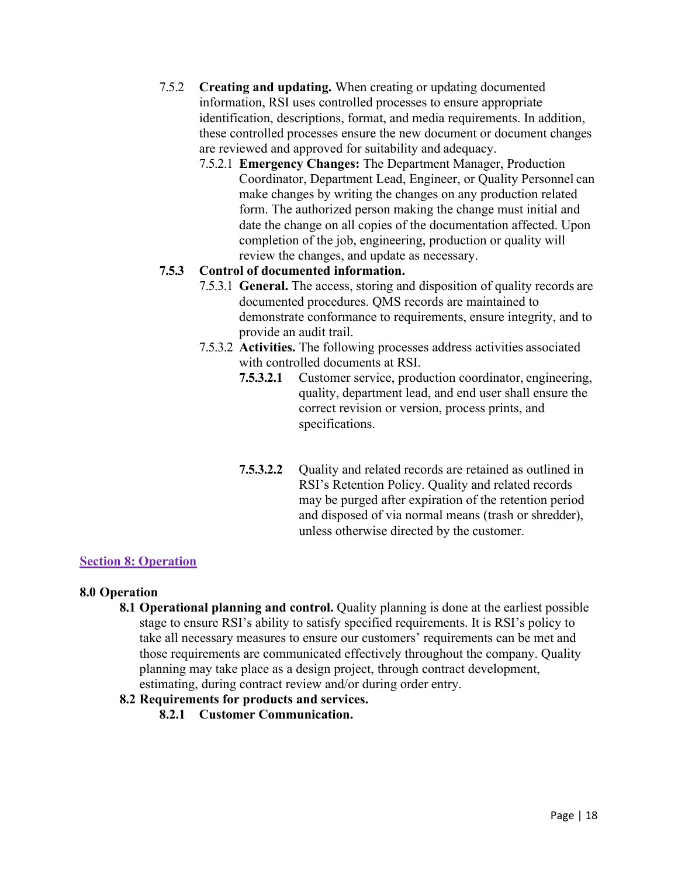7.5.2 **Creating and updating.** When creating or updating documented information, RSI uses controlled processes to ensure appropriate identification, descriptions, format, and media requirements. In addition, these controlled processes ensure the new document or document changes are reviewed and approved for suitability and adequacy.

7.5.2.1 **Emergency Changes:** The Department Manager, Production Coordinator, Department Lead, Engineer, or Quality Personnel can make changes by writing the changes on any production related form. The authorized person making the change must initial and date the change on all copies of the documentation affected. Upon completion of the job, engineering, production or quality will review the changes, and update as necessary.

**7.5.3 Control of documented information.**

7.5.3.1 **General.** The access, storing and disposition of quality records are documented procedures. QMS records are maintained to demonstrate conformance to requirements, ensure integrity, and to provide an audit trail.

7.5.3.2 **Activities.** The following processes address activities associated with controlled documents at RSI.

**7.5.3.2.1** Customer service, production coordinator, engineering, quality, department lead, and end user shall ensure the correct revision or version, process prints, and specifications.

**7.5.3.2.2** Quality and related records are retained as outlined in RSI's Retention Policy. Quality and related records may be purged after expiration of the retention period and disposed of via normal means (trash or shredder), unless otherwise directed by the customer.

## Section 8: Operation

### 8.0 Operation

**8.1 Operational planning and control.** Quality planning is done at the earliest possible stage to ensure RSI's ability to satisfy specified requirements. It is RSI's policy to take all necessary measures to ensure our customers' requirements can be met and those requirements are communicated effectively throughout the company. Quality planning may take place as a design project, through contract development, estimating, during contract review and/or during order entry.

**8.2 Requirements for products and services.**

**8.2.1 Customer Communication.**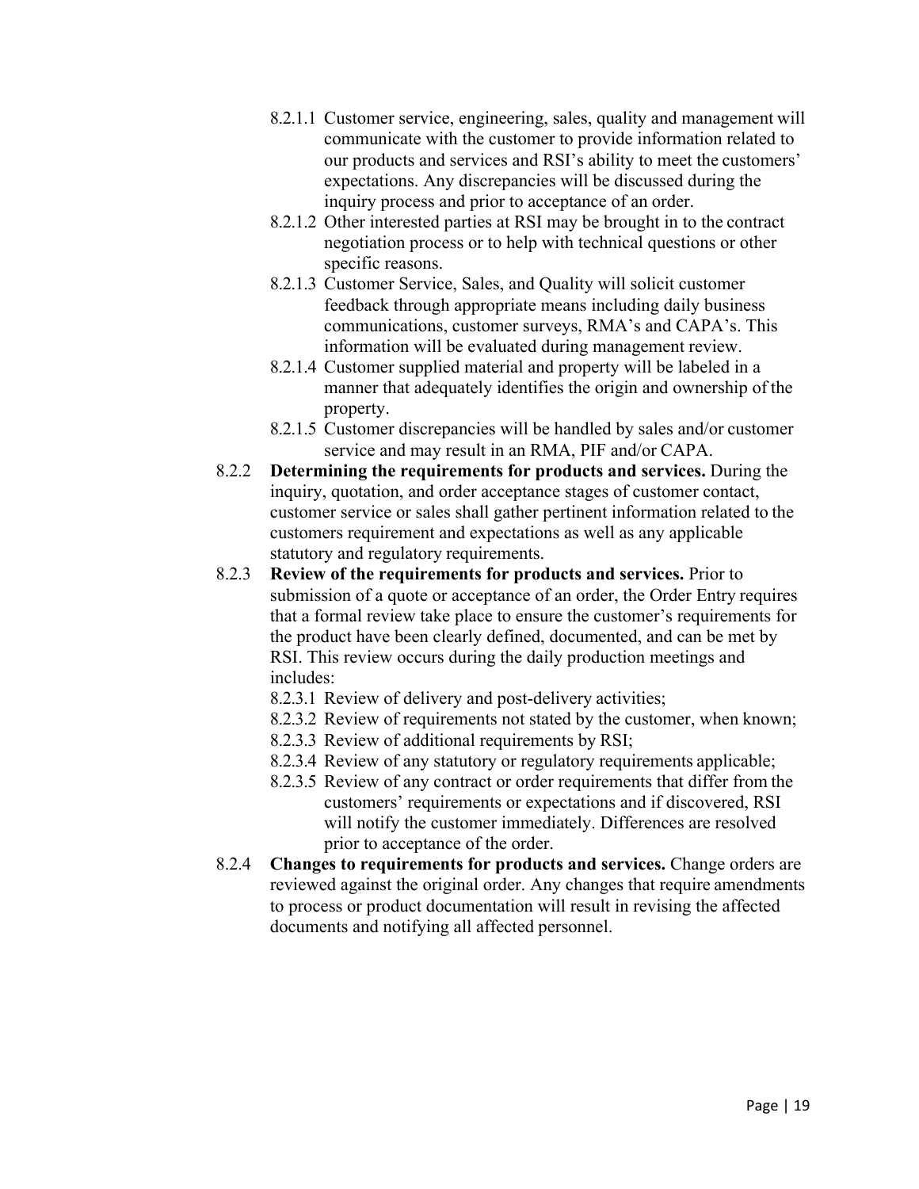8.2.1.1 Customer service, engineering, sales, quality and management will communicate with the customer to provide information related to our products and services and RSI's ability to meet the customers' expectations. Any discrepancies will be discussed during the inquiry process and prior to acceptance of an order.

8.2.1.2 Other interested parties at RSI may be brought in to the contract negotiation process or to help with technical questions or other specific reasons.

8.2.1.3 Customer Service, Sales, and Quality will solicit customer feedback through appropriate means including daily business communications, customer surveys, RMA's and CAPA's. This information will be evaluated during management review.

8.2.1.4 Customer supplied material and property will be labeled in a manner that adequately identifies the origin and ownership of the property.

8.2.1.5 Customer discrepancies will be handled by sales and/or customer service and may result in an RMA, PIF and/or CAPA.

8.2.2 **Determining the requirements for products and services.** During the inquiry, quotation, and order acceptance stages of customer contact, customer service or sales shall gather pertinent information related to the customers requirement and expectations as well as any applicable statutory and regulatory requirements.

8.2.3 **Review of the requirements for products and services.** Prior to submission of a quote or acceptance of an order, the Order Entry requires that a formal review take place to ensure the customer's requirements for the product have been clearly defined, documented, and can be met by RSI. This review occurs during the daily production meetings and includes:

8.2.3.1 Review of delivery and post-delivery activities;

8.2.3.2 Review of requirements not stated by the customer, when known;

8.2.3.3 Review of additional requirements by RSI;

8.2.3.4 Review of any statutory or regulatory requirements applicable;

8.2.3.5 Review of any contract or order requirements that differ from the customers' requirements or expectations and if discovered, RSI will notify the customer immediately. Differences are resolved prior to acceptance of the order.

8.2.4 **Changes to requirements for products and services.** Change orders are reviewed against the original order. Any changes that require amendments to process or product documentation will result in revising the affected documents and notifying all affected personnel.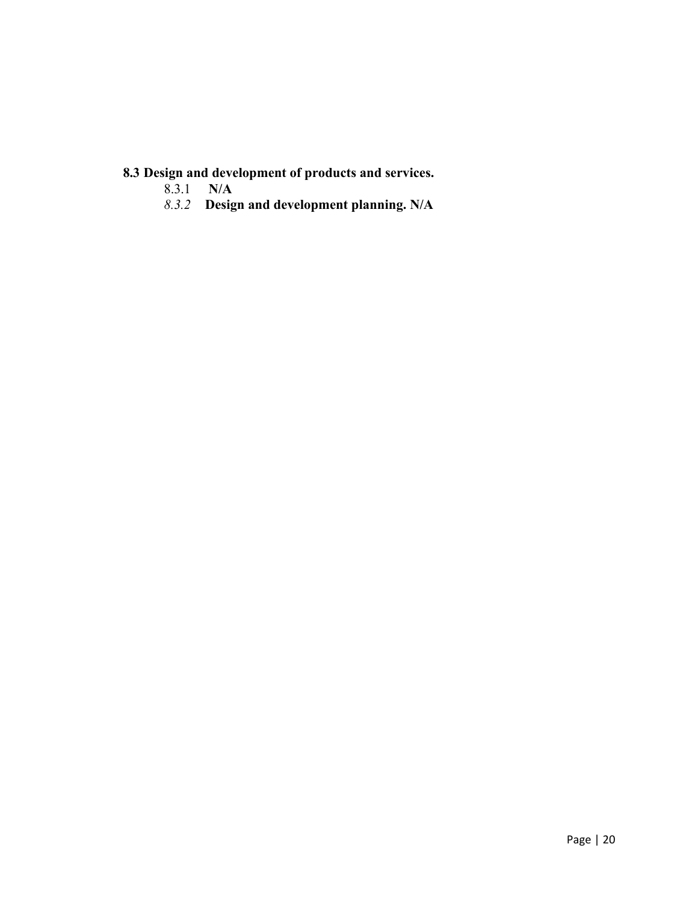## 8.3 Design and development of products and services.

8.3.1 **N/A**

*8.3.2* **Design and development planning. N/A**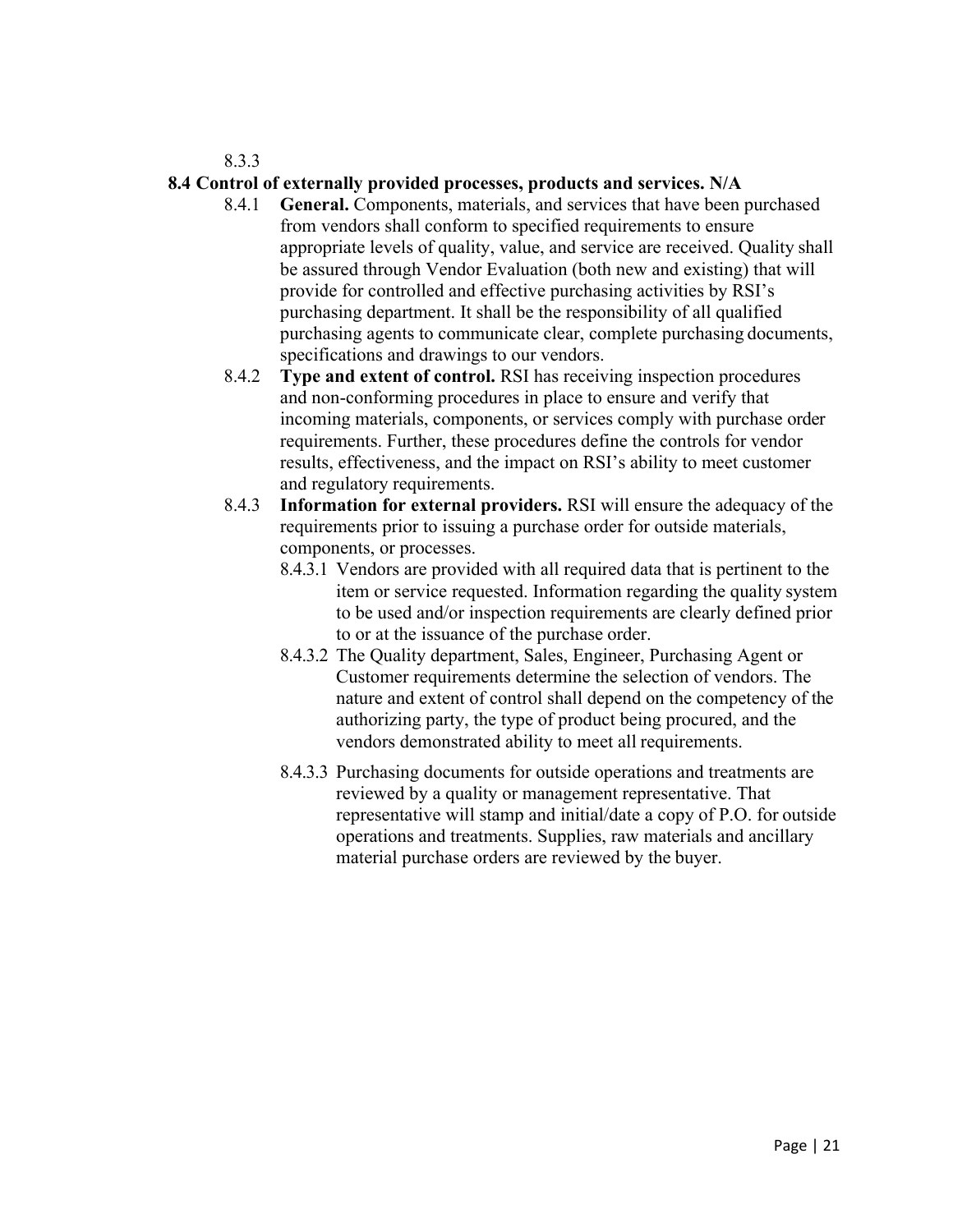8.3.3

## 8.4 Control of externally provided processes, products and services. N/A

8.4.1 **General.** Components, materials, and services that have been purchased from vendors shall conform to specified requirements to ensure appropriate levels of quality, value, and service are received. Quality shall be assured through Vendor Evaluation (both new and existing) that will provide for controlled and effective purchasing activities by RSI's purchasing department. It shall be the responsibility of all qualified purchasing agents to communicate clear, complete purchasing documents, specifications and drawings to our vendors.

8.4.2 **Type and extent of control.** RSI has receiving inspection procedures and non-conforming procedures in place to ensure and verify that incoming materials, components, or services comply with purchase order requirements. Further, these procedures define the controls for vendor results, effectiveness, and the impact on RSI's ability to meet customer and regulatory requirements.

8.4.3 **Information for external providers.** RSI will ensure the adequacy of the requirements prior to issuing a purchase order for outside materials, components, or processes.

8.4.3.1 Vendors are provided with all required data that is pertinent to the item or service requested. Information regarding the quality system to be used and/or inspection requirements are clearly defined prior to or at the issuance of the purchase order.

8.4.3.2 The Quality department, Sales, Engineer, Purchasing Agent or Customer requirements determine the selection of vendors. The nature and extent of control shall depend on the competency of the authorizing party, the type of product being procured, and the vendors demonstrated ability to meet all requirements.

8.4.3.3 Purchasing documents for outside operations and treatments are reviewed by a quality or management representative. That representative will stamp and initial/date a copy of P.O. for outside operations and treatments. Supplies, raw materials and ancillary material purchase orders are reviewed by the buyer.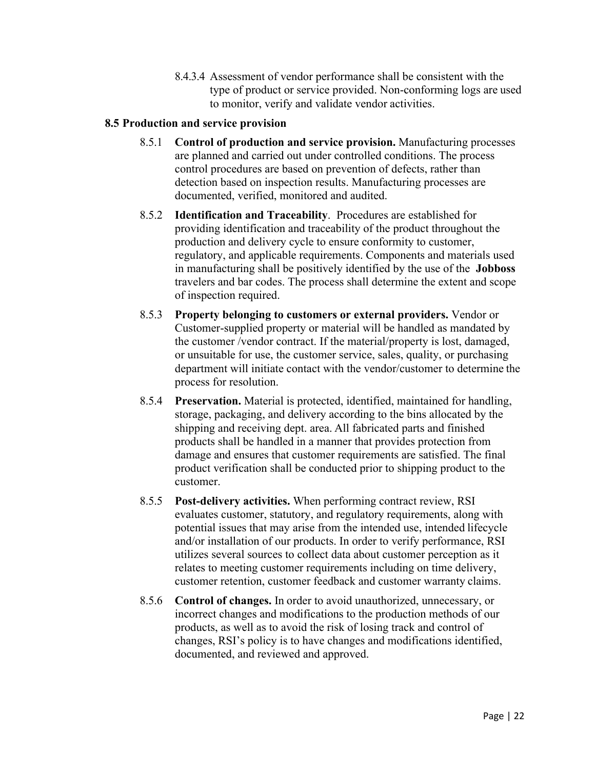8.4.3.4 Assessment of vendor performance shall be consistent with the type of product or service provided. Non-conforming logs are used to monitor, verify and validate vendor activities.

**8.5 Production and service provision**

8.5.1 **Control of production and service provision.** Manufacturing processes are planned and carried out under controlled conditions. The process control procedures are based on prevention of defects, rather than detection based on inspection results. Manufacturing processes are documented, verified, monitored and audited.

8.5.2 **Identification and Traceability**. Procedures are established for providing identification and traceability of the product throughout the production and delivery cycle to ensure conformity to customer, regulatory, and applicable requirements. Components and materials used in manufacturing shall be positively identified by the use of the **Jobboss** travelers and bar codes. The process shall determine the extent and scope of inspection required.

8.5.3 **Property belonging to customers or external providers.** Vendor or Customer-supplied property or material will be handled as mandated by the customer /vendor contract. If the material/property is lost, damaged, or unsuitable for use, the customer service, sales, quality, or purchasing department will initiate contact with the vendor/customer to determine the process for resolution.

8.5.4 **Preservation.** Material is protected, identified, maintained for handling, storage, packaging, and delivery according to the bins allocated by the shipping and receiving dept. area. All fabricated parts and finished products shall be handled in a manner that provides protection from damage and ensures that customer requirements are satisfied. The final product verification shall be conducted prior to shipping product to the customer.

8.5.5 **Post-delivery activities.** When performing contract review, RSI evaluates customer, statutory, and regulatory requirements, along with potential issues that may arise from the intended use, intended lifecycle and/or installation of our products. In order to verify performance, RSI utilizes several sources to collect data about customer perception as it relates to meeting customer requirements including on time delivery, customer retention, customer feedback and customer warranty claims.

8.5.6 **Control of changes.** In order to avoid unauthorized, unnecessary, or incorrect changes and modifications to the production methods of our products, as well as to avoid the risk of losing track and control of changes, RSI's policy is to have changes and modifications identified, documented, and reviewed and approved.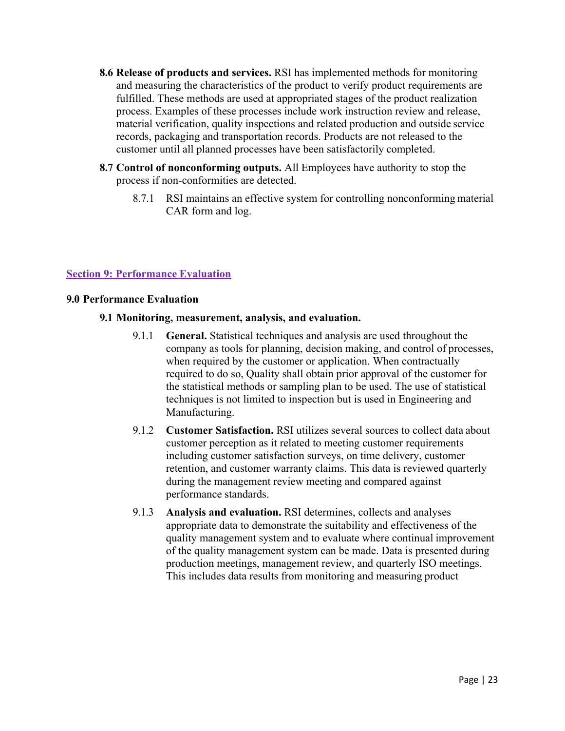**8.6 Release of products and services.** RSI has implemented methods for monitoring and measuring the characteristics of the product to verify product requirements are fulfilled. These methods are used at appropriated stages of the product realization process. Examples of these processes include work instruction review and release, material verification, quality inspections and related production and outside service records, packaging and transportation records. Products are not released to the customer until all planned processes have been satisfactorily completed.

**8.7 Control of nonconforming outputs.** All Employees have authority to stop the process if non-conformities are detected.

8.7.1 RSI maintains an effective system for controlling nonconforming material CAR form and log.

## Section 9: Performance Evaluation

### 9.0 Performance Evaluation

#### 9.1 Monitoring, measurement, analysis, and evaluation.

9.1.1 **General.** Statistical techniques and analysis are used throughout the company as tools for planning, decision making, and control of processes, when required by the customer or application. When contractually required to do so, Quality shall obtain prior approval of the customer for the statistical methods or sampling plan to be used. The use of statistical techniques is not limited to inspection but is used in Engineering and Manufacturing.

9.1.2 **Customer Satisfaction.** RSI utilizes several sources to collect data about customer perception as it related to meeting customer requirements including customer satisfaction surveys, on time delivery, customer retention, and customer warranty claims. This data is reviewed quarterly during the management review meeting and compared against performance standards.

9.1.3 **Analysis and evaluation.** RSI determines, collects and analyses appropriate data to demonstrate the suitability and effectiveness of the quality management system and to evaluate where continual improvement of the quality management system can be made. Data is presented during production meetings, management review, and quarterly ISO meetings. This includes data results from monitoring and measuring product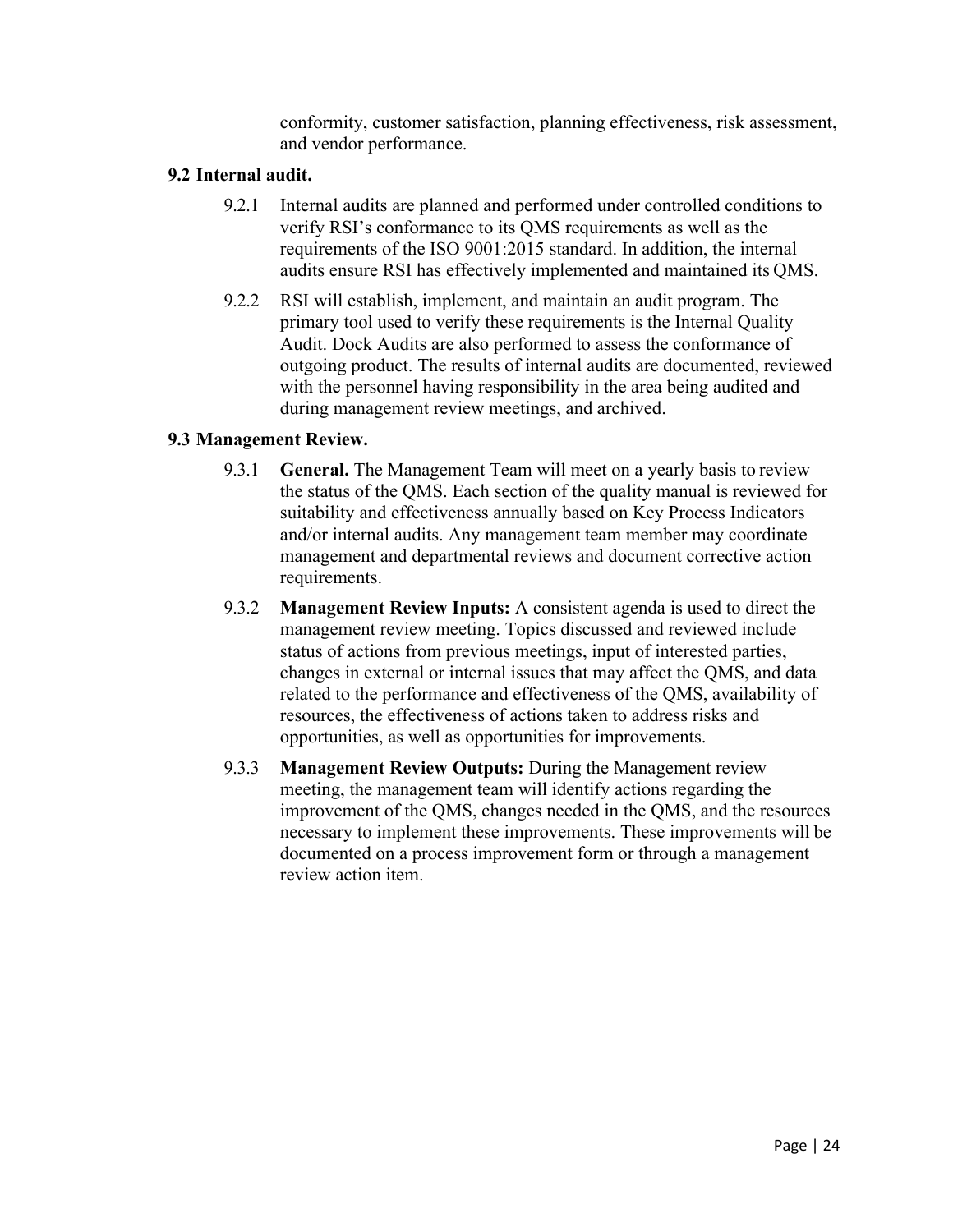conformity, customer satisfaction, planning effectiveness, risk assessment, and vendor performance.

## 9.2 Internal audit.

9.2.1 Internal audits are planned and performed under controlled conditions to verify RSI's conformance to its QMS requirements as well as the requirements of the ISO 9001:2015 standard. In addition, the internal audits ensure RSI has effectively implemented and maintained its QMS.

9.2.2 RSI will establish, implement, and maintain an audit program. The primary tool used to verify these requirements is the Internal Quality Audit. Dock Audits are also performed to assess the conformance of outgoing product. The results of internal audits are documented, reviewed with the personnel having responsibility in the area being audited and during management review meetings, and archived.

## 9.3 Management Review.

9.3.1 **General.** The Management Team will meet on a yearly basis to review the status of the QMS. Each section of the quality manual is reviewed for suitability and effectiveness annually based on Key Process Indicators and/or internal audits. Any management team member may coordinate management and departmental reviews and document corrective action requirements.

9.3.2 **Management Review Inputs:** A consistent agenda is used to direct the management review meeting. Topics discussed and reviewed include status of actions from previous meetings, input of interested parties, changes in external or internal issues that may affect the QMS, and data related to the performance and effectiveness of the QMS, availability of resources, the effectiveness of actions taken to address risks and opportunities, as well as opportunities for improvements.

9.3.3 **Management Review Outputs:** During the Management review meeting, the management team will identify actions regarding the improvement of the QMS, changes needed in the QMS, and the resources necessary to implement these improvements. These improvements will be documented on a process improvement form or through a management review action item.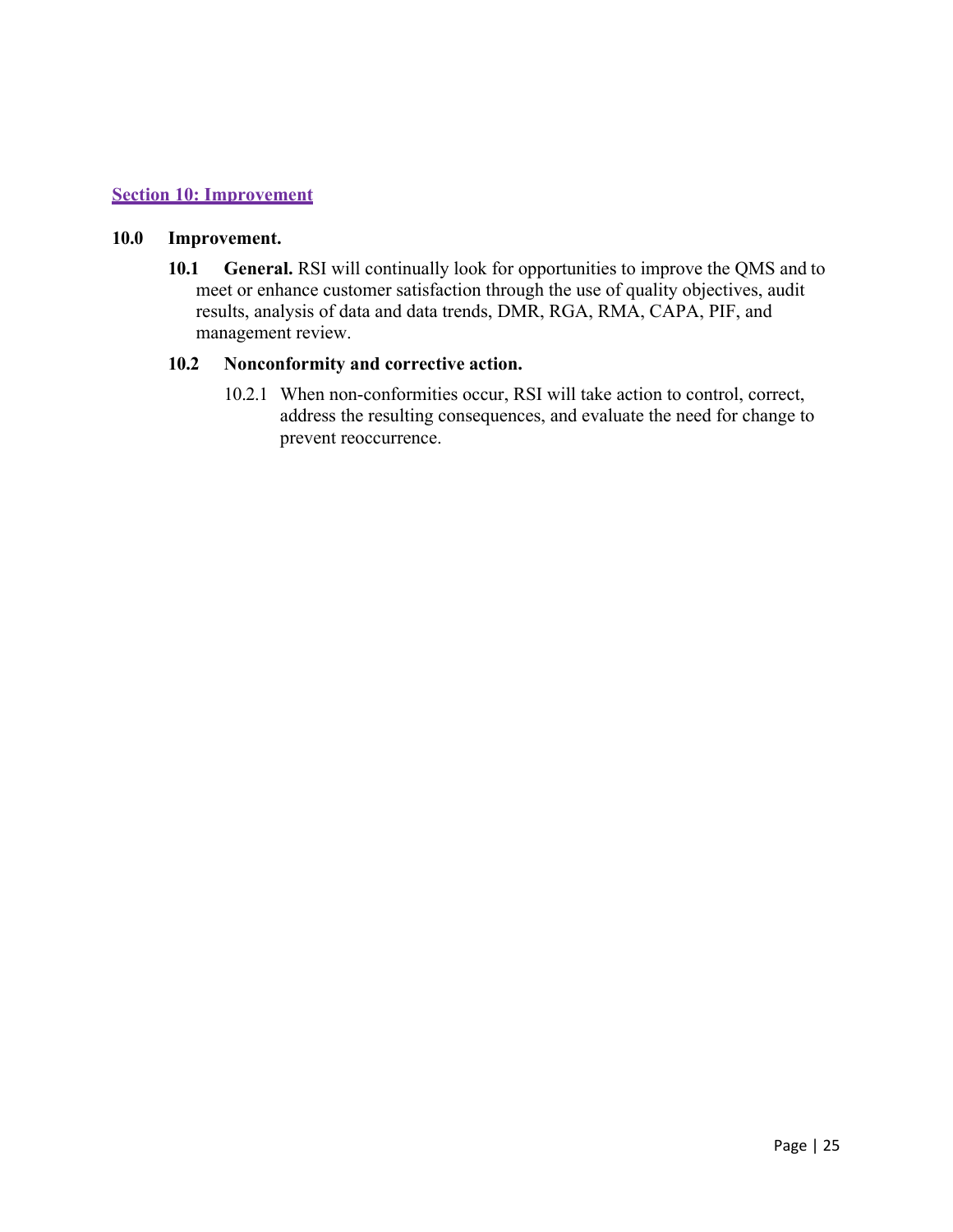## Section 10: Improvement

### 10.0 Improvement.

**10.1 General.** RSI will continually look for opportunities to improve the QMS and to meet or enhance customer satisfaction through the use of quality objectives, audit results, analysis of data and data trends, DMR, RGA, RMA, CAPA, PIF, and management review.

**10.2 Nonconformity and corrective action.**

10.2.1 When non-conformities occur, RSI will take action to control, correct, address the resulting consequences, and evaluate the need for change to prevent reoccurrence.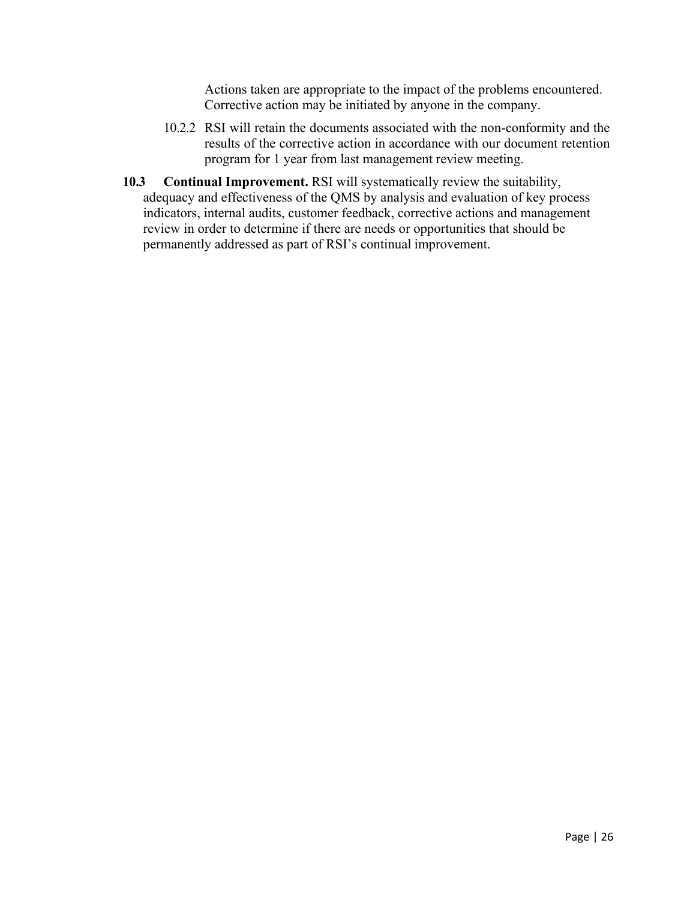Actions taken are appropriate to the impact of the problems encountered. Corrective action may be initiated by anyone in the company.

10.2.2 RSI will retain the documents associated with the non-conformity and the results of the corrective action in accordance with our document retention program for 1 year from last management review meeting.

**10.3 Continual Improvement.** RSI will systematically review the suitability, adequacy and effectiveness of the QMS by analysis and evaluation of key process indicators, internal audits, customer feedback, corrective actions and management review in order to determine if there are needs or opportunities that should be permanently addressed as part of RSI's continual improvement.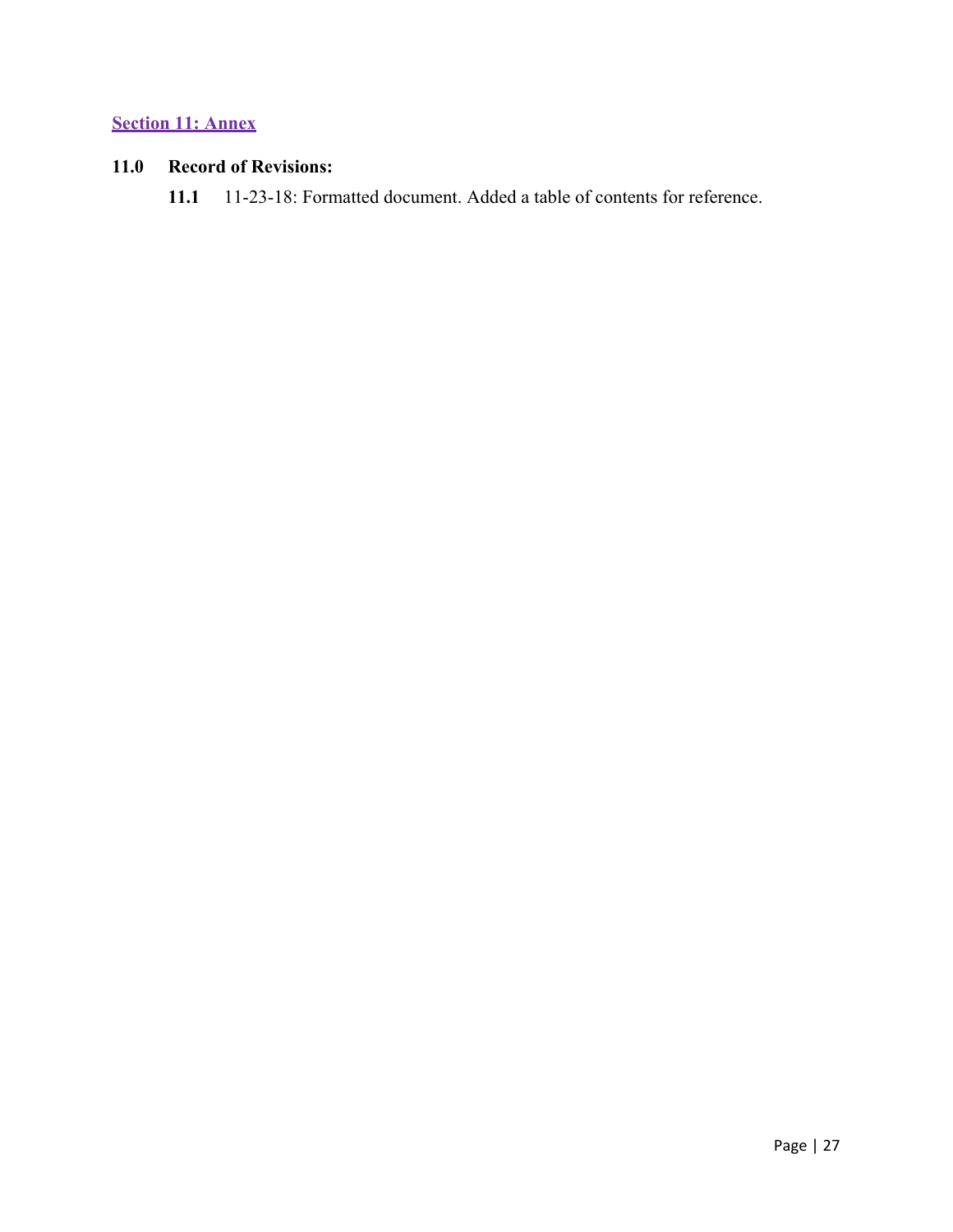## Section 11: Annex

### 11.0 Record of Revisions:

**11.1** 11-23-18: Formatted document. Added a table of contents for reference.